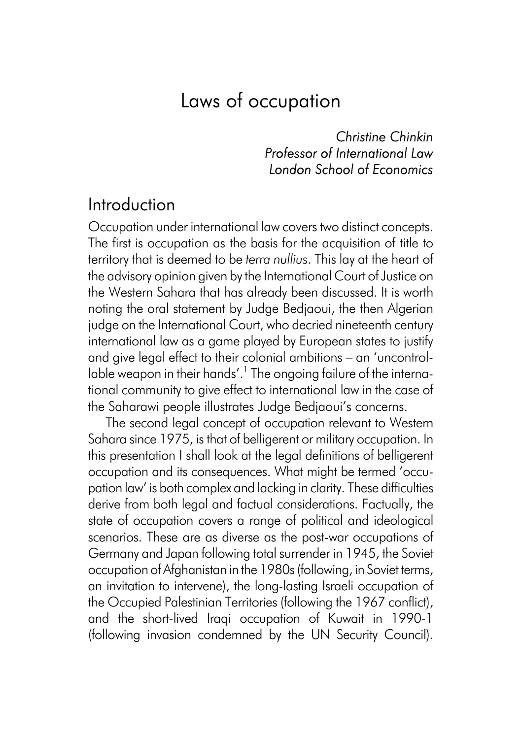# Laws of occupation

*Christine Chinkin*
*Professor of International Law*
*London School of Economics*

## Introduction

Occupation under international law covers two distinct concepts. The first is occupation as the basis for the acquisition of title to territory that is deemed to be *terra nullius*. This lay at the heart of the advisory opinion given by the International Court of Justice on the Western Sahara that has already been discussed. It is worth noting the oral statement by Judge Bedjaoui, the then Algerian judge on the International Court, who decried nineteenth century international law as a game played by European states to justify and give legal effect to their colonial ambitions – an 'uncontrollable weapon in their hands'.[1] The ongoing failure of the international community to give effect to international law in the case of the Saharawi people illustrates Judge Bedjaoui's concerns.

The second legal concept of occupation relevant to Western Sahara since 1975, is that of belligerent or military occupation. In this presentation I shall look at the legal definitions of belligerent occupation and its consequences. What might be termed 'occupation law' is both complex and lacking in clarity. These difficulties derive from both legal and factual considerations. Factually, the state of occupation covers a range of political and ideological scenarios. These are as diverse as the post-war occupations of Germany and Japan following total surrender in 1945, the Soviet occupation of Afghanistan in the 1980s (following, in Soviet terms, an invitation to intervene), the long-lasting Israeli occupation of the Occupied Palestinian Territories (following the 1967 conflict), and the short-lived Iraqi occupation of Kuwait in 1990-1 (following invasion condemned by the UN Security Council).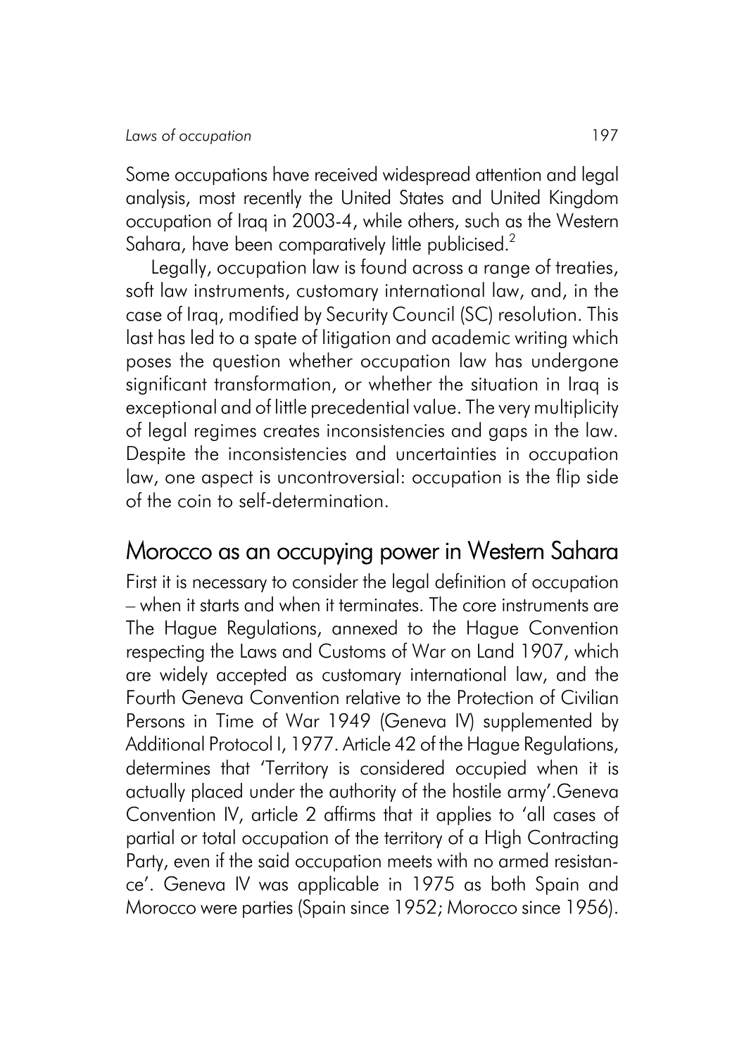Some occupations have received widespread attention and legal analysis, most recently the United States and United Kingdom occupation of Iraq in 2003-4, while others, such as the Western Sahara, have been comparatively little publicised.[2]

Legally, occupation law is found across a range of treaties, soft law instruments, customary international law, and, in the case of Iraq, modified by Security Council (SC) resolution. This last has led to a spate of litigation and academic writing which poses the question whether occupation law has undergone significant transformation, or whether the situation in Iraq is exceptional and of little precedential value. The very multiplicity of legal regimes creates inconsistencies and gaps in the law. Despite the inconsistencies and uncertainties in occupation law, one aspect is uncontroversial: occupation is the flip side of the coin to self-determination.

## Morocco as an occupying power in Western Sahara

First it is necessary to consider the legal definition of occupation – when it starts and when it terminates. The core instruments are The Hague Regulations, annexed to the Hague Convention respecting the Laws and Customs of War on Land 1907, which are widely accepted as customary international law, and the Fourth Geneva Convention relative to the Protection of Civilian Persons in Time of War 1949 (Geneva IV) supplemented by Additional Protocol I, 1977. Article 42 of the Hague Regulations, determines that 'Territory is considered occupied when it is actually placed under the authority of the hostile army'.Geneva Convention IV, article 2 affirms that it applies to 'all cases of partial or total occupation of the territory of a High Contracting Party, even if the said occupation meets with no armed resistance'. Geneva IV was applicable in 1975 as both Spain and Morocco were parties (Spain since 1952; Morocco since 1956).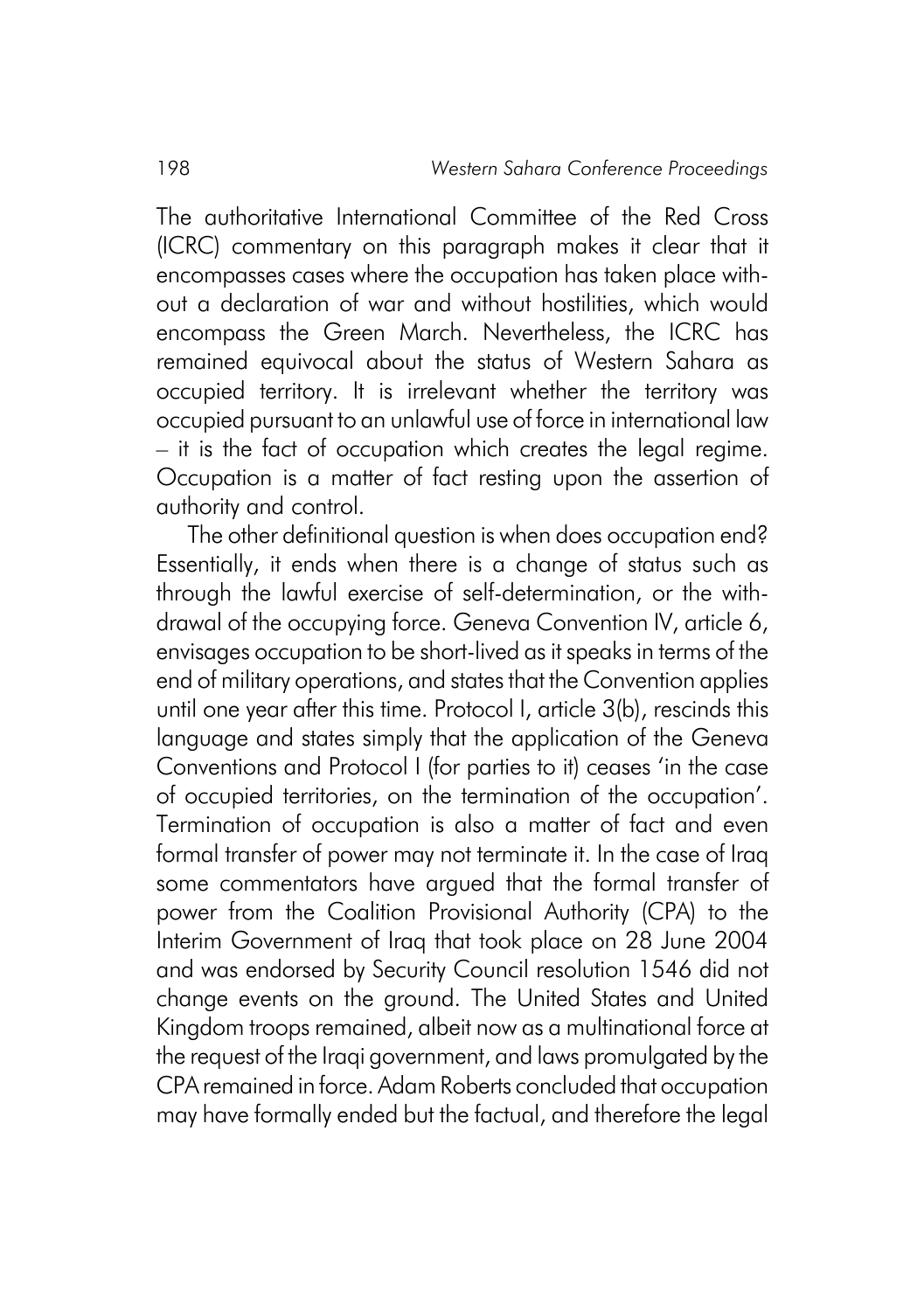The authoritative International Committee of the Red Cross (ICRC) commentary on this paragraph makes it clear that it encompasses cases where the occupation has taken place without a declaration of war and without hostilities, which would encompass the Green March. Nevertheless, the ICRC has remained equivocal about the status of Western Sahara as occupied territory. It is irrelevant whether the territory was occupied pursuant to an unlawful use of force in international law – it is the fact of occupation which creates the legal regime. Occupation is a matter of fact resting upon the assertion of authority and control.

The other definitional question is when does occupation end? Essentially, it ends when there is a change of status such as through the lawful exercise of self-determination, or the withdrawal of the occupying force. Geneva Convention IV, article 6, envisages occupation to be short-lived as it speaks in terms of the end of military operations, and states that the Convention applies until one year after this time. Protocol I, article 3(b), rescinds this language and states simply that the application of the Geneva Conventions and Protocol I (for parties to it) ceases 'in the case of occupied territories, on the termination of the occupation'. Termination of occupation is also a matter of fact and even formal transfer of power may not terminate it. In the case of Iraq some commentators have argued that the formal transfer of power from the Coalition Provisional Authority (CPA) to the Interim Government of Iraq that took place on 28 June 2004 and was endorsed by Security Council resolution 1546 did not change events on the ground. The United States and United Kingdom troops remained, albeit now as a multinational force at the request of the Iraqi government, and laws promulgated by the CPA remained in force. Adam Roberts concluded that occupation may have formally ended but the factual, and therefore the legal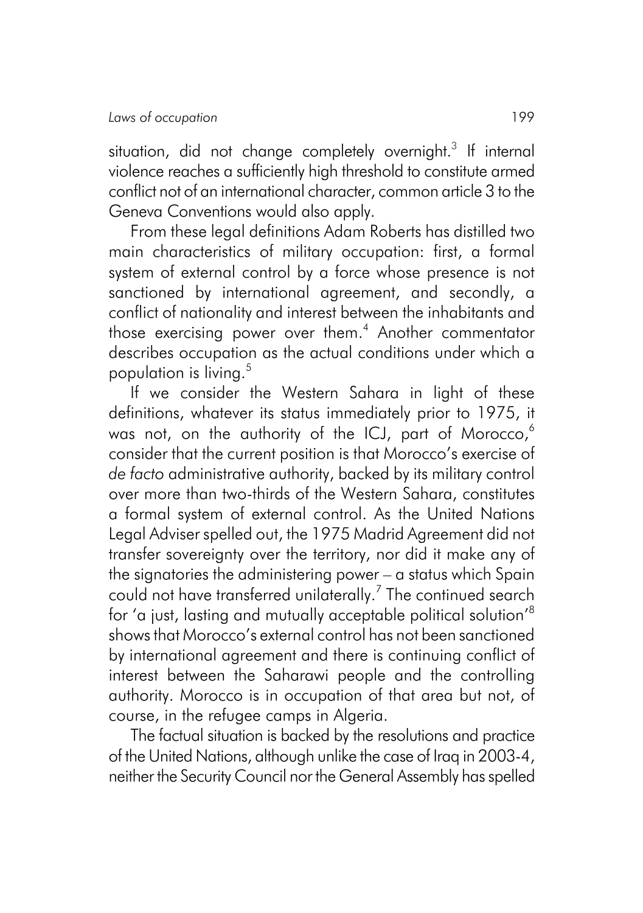situation, did not change completely overnight.[3] If internal violence reaches a sufficiently high threshold to constitute armed conflict not of an international character, common article 3 to the Geneva Conventions would also apply.

From these legal definitions Adam Roberts has distilled two main characteristics of military occupation: first, a formal system of external control by a force whose presence is not sanctioned by international agreement, and secondly, a conflict of nationality and interest between the inhabitants and those exercising power over them.[4] Another commentator describes occupation as the actual conditions under which a population is living.[5]

If we consider the Western Sahara in light of these definitions, whatever its status immediately prior to 1975, it was not, on the authority of the ICJ, part of Morocco,[6] consider that the current position is that Morocco's exercise of *de facto* administrative authority, backed by its military control over more than two-thirds of the Western Sahara, constitutes a formal system of external control. As the United Nations Legal Adviser spelled out, the 1975 Madrid Agreement did not transfer sovereignty over the territory, nor did it make any of the signatories the administering power – a status which Spain could not have transferred unilaterally.[7] The continued search for 'a just, lasting and mutually acceptable political solution'[8] shows that Morocco's external control has not been sanctioned by international agreement and there is continuing conflict of interest between the Saharawi people and the controlling authority. Morocco is in occupation of that area but not, of course, in the refugee camps in Algeria.

The factual situation is backed by the resolutions and practice of the United Nations, although unlike the case of Iraq in 2003-4, neither the Security Council nor the General Assembly has spelled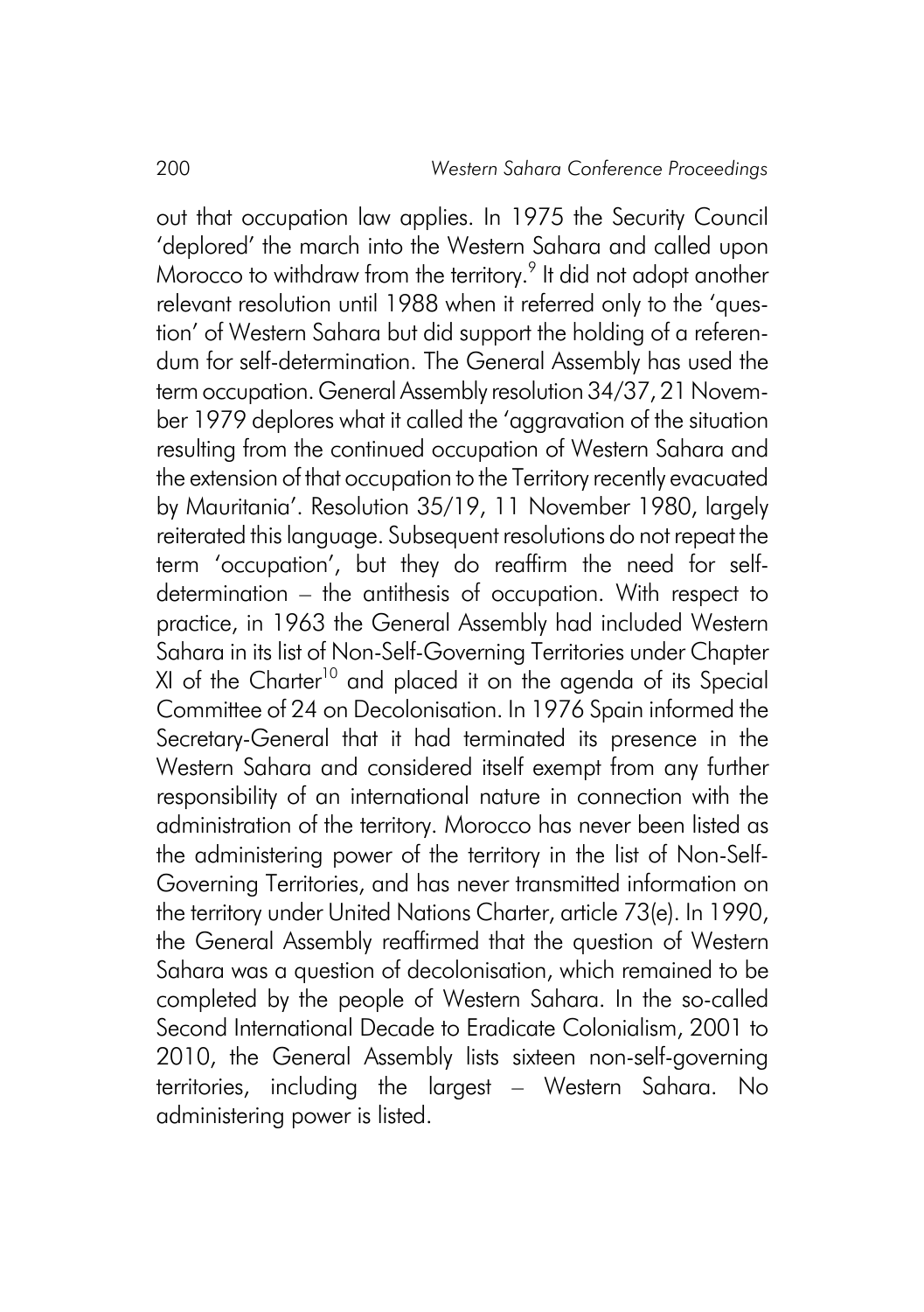out that occupation law applies. In 1975 the Security Council 'deplored' the march into the Western Sahara and called upon Morocco to withdraw from the territory.[9] It did not adopt another relevant resolution until 1988 when it referred only to the 'question' of Western Sahara but did support the holding of a referendum for self-determination. The General Assembly has used the term occupation. General Assembly resolution 34/37, 21 November 1979 deplores what it called the 'aggravation of the situation resulting from the continued occupation of Western Sahara and the extension of that occupation to the Territory recently evacuated by Mauritania'. Resolution 35/19, 11 November 1980, largely reiterated this language. Subsequent resolutions do not repeat the term 'occupation', but they do reaffirm the need for self-determination – the antithesis of occupation. With respect to practice, in 1963 the General Assembly had included Western Sahara in its list of Non-Self-Governing Territories under Chapter XI of the Charter[10] and placed it on the agenda of its Special Committee of 24 on Decolonisation. In 1976 Spain informed the Secretary-General that it had terminated its presence in the Western Sahara and considered itself exempt from any further responsibility of an international nature in connection with the administration of the territory. Morocco has never been listed as the administering power of the territory in the list of Non-Self-Governing Territories, and has never transmitted information on the territory under United Nations Charter, article 73(e). In 1990, the General Assembly reaffirmed that the question of Western Sahara was a question of decolonisation, which remained to be completed by the people of Western Sahara. In the so-called Second International Decade to Eradicate Colonialism, 2001 to 2010, the General Assembly lists sixteen non-self-governing territories, including the largest – Western Sahara. No administering power is listed.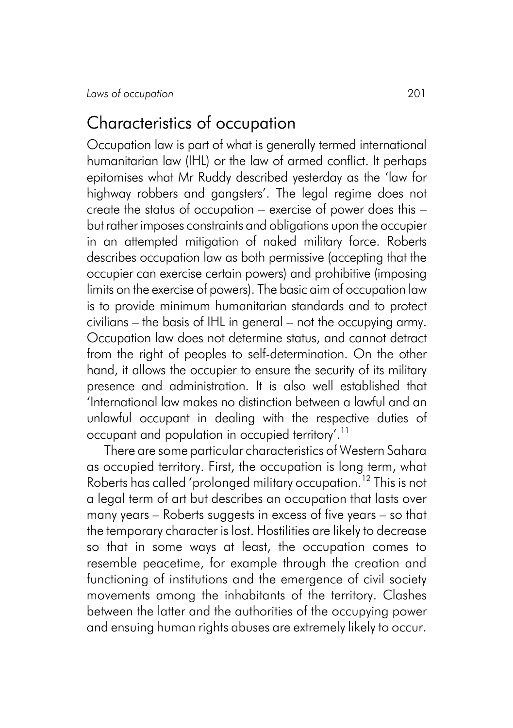## Characteristics of occupation

Occupation law is part of what is generally termed international humanitarian law (IHL) or the law of armed conflict. It perhaps epitomises what Mr Ruddy described yesterday as the 'law for highway robbers and gangsters'. The legal regime does not create the status of occupation – exercise of power does this – but rather imposes constraints and obligations upon the occupier in an attempted mitigation of naked military force. Roberts describes occupation law as both permissive (accepting that the occupier can exercise certain powers) and prohibitive (imposing limits on the exercise of powers). The basic aim of occupation law is to provide minimum humanitarian standards and to protect civilians – the basis of IHL in general – not the occupying army. Occupation law does not determine status, and cannot detract from the right of peoples to self-determination. On the other hand, it allows the occupier to ensure the security of its military presence and administration. It is also well established that 'International law makes no distinction between a lawful and an unlawful occupant in dealing with the respective duties of occupant and population in occupied territory'.[11]

There are some particular characteristics of Western Sahara as occupied territory. First, the occupation is long term, what Roberts has called 'prolonged military occupation.[12] This is not a legal term of art but describes an occupation that lasts over many years – Roberts suggests in excess of five years – so that the temporary character is lost. Hostilities are likely to decrease so that in some ways at least, the occupation comes to resemble peacetime, for example through the creation and functioning of institutions and the emergence of civil society movements among the inhabitants of the territory. Clashes between the latter and the authorities of the occupying power and ensuing human rights abuses are extremely likely to occur.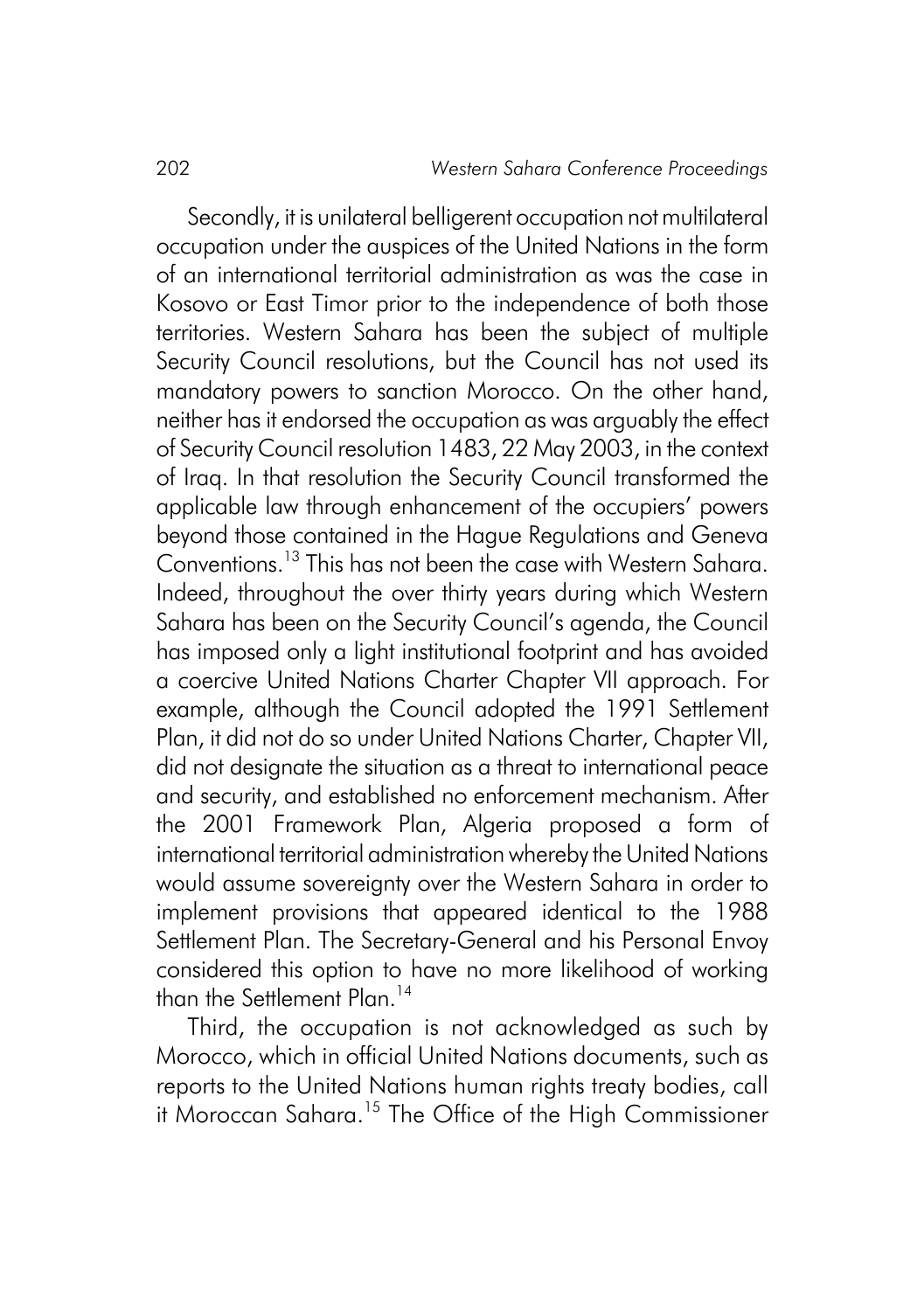Secondly, it is unilateral belligerent occupation not multilateral occupation under the auspices of the United Nations in the form of an international territorial administration as was the case in Kosovo or East Timor prior to the independence of both those territories. Western Sahara has been the subject of multiple Security Council resolutions, but the Council has not used its mandatory powers to sanction Morocco. On the other hand, neither has it endorsed the occupation as was arguably the effect of Security Council resolution 1483, 22 May 2003, in the context of Iraq. In that resolution the Security Council transformed the applicable law through enhancement of the occupiers' powers beyond those contained in the Hague Regulations and Geneva Conventions.[13] This has not been the case with Western Sahara. Indeed, throughout the over thirty years during which Western Sahara has been on the Security Council's agenda, the Council has imposed only a light institutional footprint and has avoided a coercive United Nations Charter Chapter VII approach. For example, although the Council adopted the 1991 Settlement Plan, it did not do so under United Nations Charter, Chapter VII, did not designate the situation as a threat to international peace and security, and established no enforcement mechanism. After the 2001 Framework Plan, Algeria proposed a form of international territorial administration whereby the United Nations would assume sovereignty over the Western Sahara in order to implement provisions that appeared identical to the 1988 Settlement Plan. The Secretary-General and his Personal Envoy considered this option to have no more likelihood of working than the Settlement Plan.[14]

Third, the occupation is not acknowledged as such by Morocco, which in official United Nations documents, such as reports to the United Nations human rights treaty bodies, call it Moroccan Sahara.[15] The Office of the High Commissioner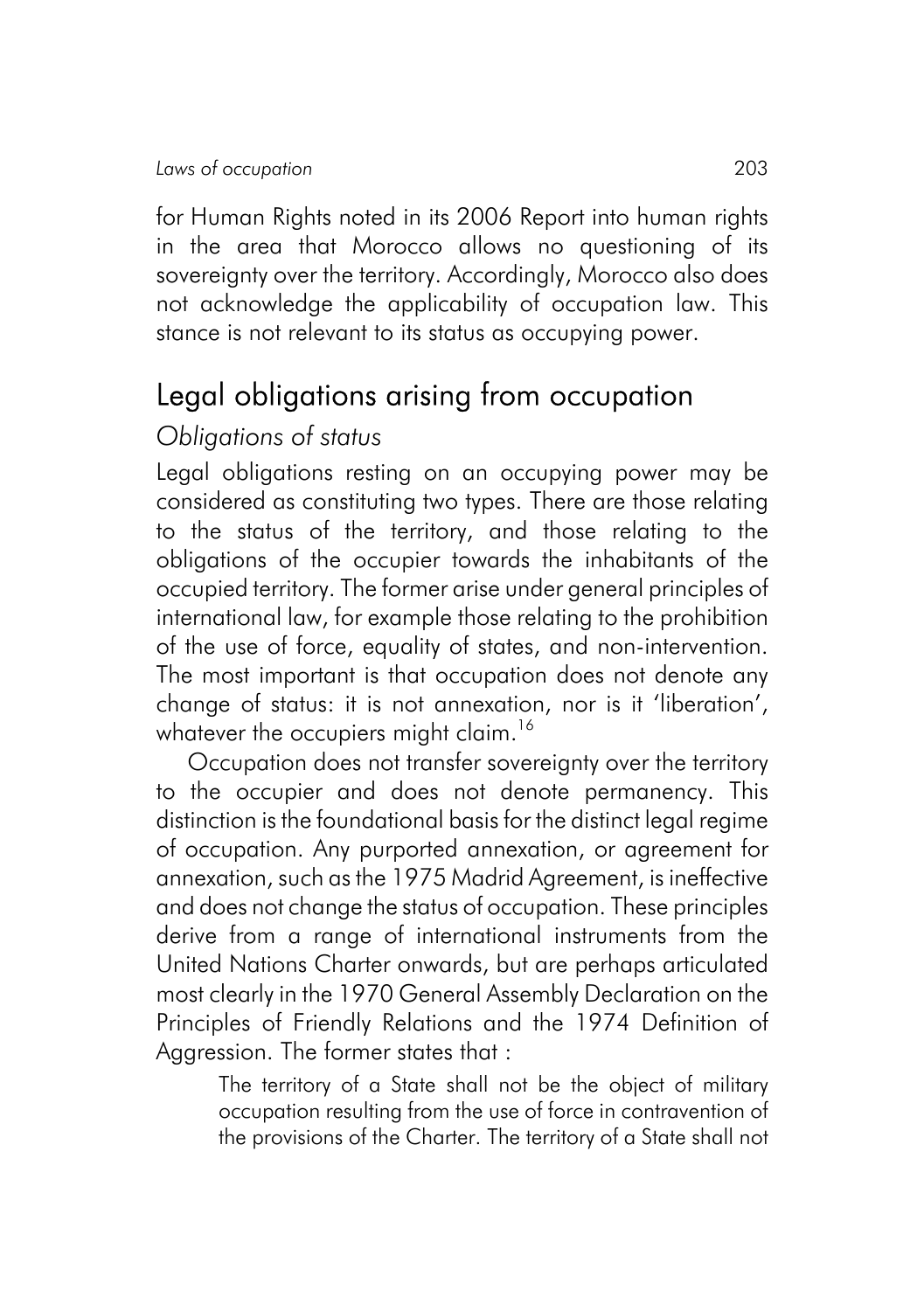for Human Rights noted in its 2006 Report into human rights in the area that Morocco allows no questioning of its sovereignty over the territory. Accordingly, Morocco also does not acknowledge the applicability of occupation law. This stance is not relevant to its status as occupying power.

## Legal obligations arising from occupation

### *Obligations of status*

Legal obligations resting on an occupying power may be considered as constituting two types. There are those relating to the status of the territory, and those relating to the obligations of the occupier towards the inhabitants of the occupied territory. The former arise under general principles of international law, for example those relating to the prohibition of the use of force, equality of states, and non-intervention. The most important is that occupation does not denote any change of status: it is not annexation, nor is it 'liberation', whatever the occupiers might claim.[16]

Occupation does not transfer sovereignty over the territory to the occupier and does not denote permanency. This distinction is the foundational basis for the distinct legal regime of occupation. Any purported annexation, or agreement for annexation, such as the 1975 Madrid Agreement, is ineffective and does not change the status of occupation. These principles derive from a range of international instruments from the United Nations Charter onwards, but are perhaps articulated most clearly in the 1970 General Assembly Declaration on the Principles of Friendly Relations and the 1974 Definition of Aggression. The former states that :

> The territory of a State shall not be the object of military occupation resulting from the use of force in contravention of the provisions of the Charter. The territory of a State shall not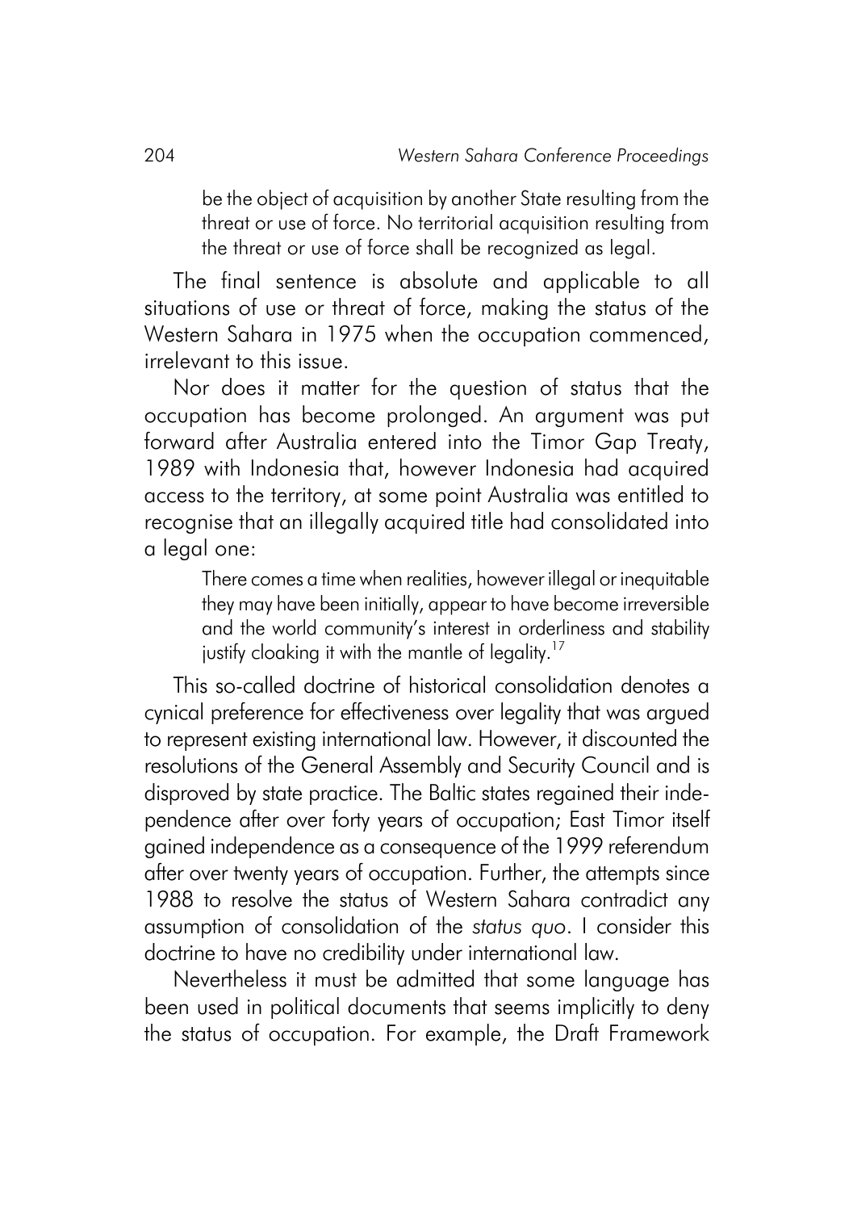> be the object of acquisition by another State resulting from the threat or use of force. No territorial acquisition resulting from the threat or use of force shall be recognized as legal.

The final sentence is absolute and applicable to all situations of use or threat of force, making the status of the Western Sahara in 1975 when the occupation commenced, irrelevant to this issue.

Nor does it matter for the question of status that the occupation has become prolonged. An argument was put forward after Australia entered into the Timor Gap Treaty, 1989 with Indonesia that, however Indonesia had acquired access to the territory, at some point Australia was entitled to recognise that an illegally acquired title had consolidated into a legal one:

> There comes a time when realities, however illegal or inequitable they may have been initially, appear to have become irreversible and the world community's interest in orderliness and stability justify cloaking it with the mantle of legality.[17]

This so-called doctrine of historical consolidation denotes a cynical preference for effectiveness over legality that was argued to represent existing international law. However, it discounted the resolutions of the General Assembly and Security Council and is disproved by state practice. The Baltic states regained their independence after over forty years of occupation; East Timor itself gained independence as a consequence of the 1999 referendum after over twenty years of occupation. Further, the attempts since 1988 to resolve the status of Western Sahara contradict any assumption of consolidation of the *status quo*. I consider this doctrine to have no credibility under international law.

Nevertheless it must be admitted that some language has been used in political documents that seems implicitly to deny the status of occupation. For example, the Draft Framework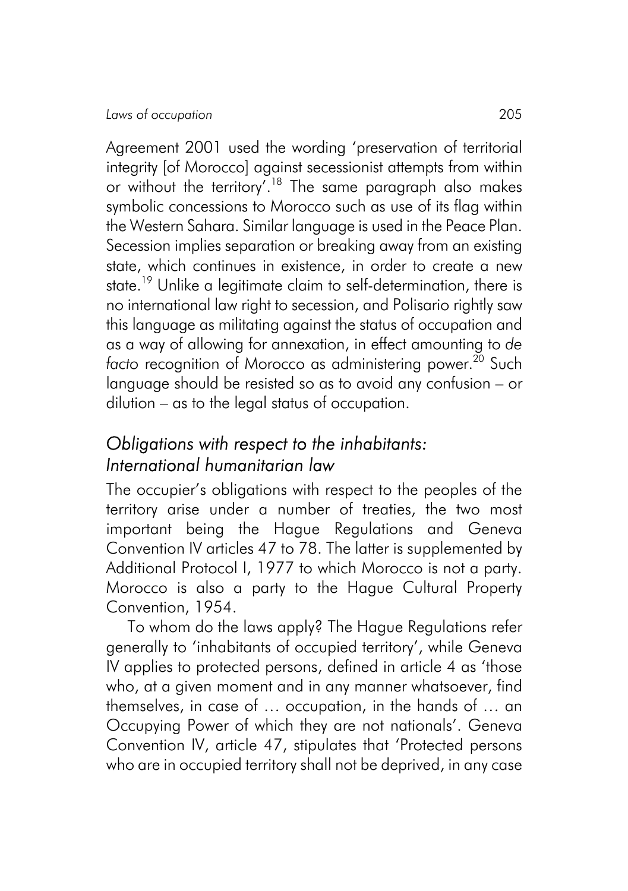Agreement 2001 used the wording 'preservation of territorial integrity [of Morocco] against secessionist attempts from within or without the territory'.[18] The same paragraph also makes symbolic concessions to Morocco such as use of its flag within the Western Sahara. Similar language is used in the Peace Plan. Secession implies separation or breaking away from an existing state, which continues in existence, in order to create a new state.[19] Unlike a legitimate claim to self-determination, there is no international law right to secession, and Polisario rightly saw this language as militating against the status of occupation and as a way of allowing for annexation, in effect amounting to *de facto* recognition of Morocco as administering power.[20] Such language should be resisted so as to avoid any confusion – or dilution – as to the legal status of occupation.

## *Obligations with respect to the inhabitants: International humanitarian law*

The occupier's obligations with respect to the peoples of the territory arise under a number of treaties, the two most important being the Hague Regulations and Geneva Convention IV articles 47 to 78. The latter is supplemented by Additional Protocol I, 1977 to which Morocco is not a party. Morocco is also a party to the Hague Cultural Property Convention, 1954.

To whom do the laws apply? The Hague Regulations refer generally to 'inhabitants of occupied territory', while Geneva IV applies to protected persons, defined in article 4 as 'those who, at a given moment and in any manner whatsoever, find themselves, in case of … occupation, in the hands of … an Occupying Power of which they are not nationals'. Geneva Convention IV, article 47, stipulates that 'Protected persons who are in occupied territory shall not be deprived, in any case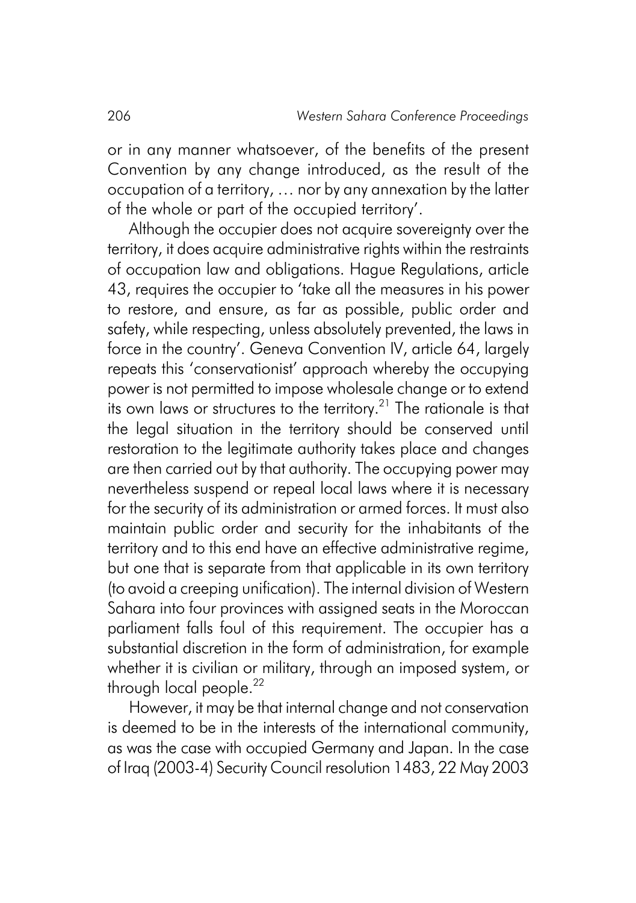or in any manner whatsoever, of the benefits of the present Convention by any change introduced, as the result of the occupation of a territory, … nor by any annexation by the latter of the whole or part of the occupied territory'.

Although the occupier does not acquire sovereignty over the territory, it does acquire administrative rights within the restraints of occupation law and obligations. Hague Regulations, article 43, requires the occupier to 'take all the measures in his power to restore, and ensure, as far as possible, public order and safety, while respecting, unless absolutely prevented, the laws in force in the country'. Geneva Convention IV, article 64, largely repeats this 'conservationist' approach whereby the occupying power is not permitted to impose wholesale change or to extend its own laws or structures to the territory.[21] The rationale is that the legal situation in the territory should be conserved until restoration to the legitimate authority takes place and changes are then carried out by that authority. The occupying power may nevertheless suspend or repeal local laws where it is necessary for the security of its administration or armed forces. It must also maintain public order and security for the inhabitants of the territory and to this end have an effective administrative regime, but one that is separate from that applicable in its own territory (to avoid a creeping unification). The internal division of Western Sahara into four provinces with assigned seats in the Moroccan parliament falls foul of this requirement. The occupier has a substantial discretion in the form of administration, for example whether it is civilian or military, through an imposed system, or through local people.[22]

However, it may be that internal change and not conservation is deemed to be in the interests of the international community, as was the case with occupied Germany and Japan. In the case of Iraq (2003-4) Security Council resolution 1483, 22 May 2003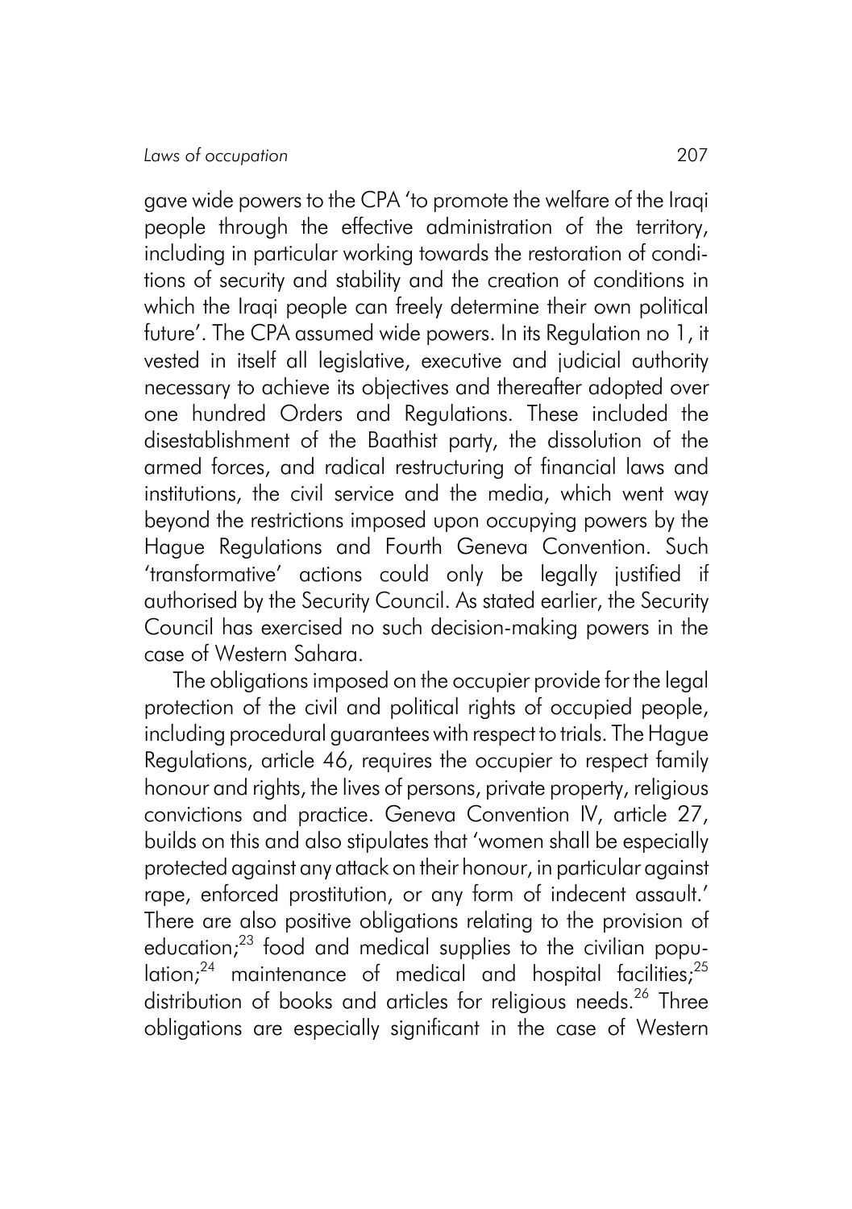gave wide powers to the CPA 'to promote the welfare of the Iraqi people through the effective administration of the territory, including in particular working towards the restoration of conditions of security and stability and the creation of conditions in which the Iraqi people can freely determine their own political future'. The CPA assumed wide powers. In its Regulation no 1, it vested in itself all legislative, executive and judicial authority necessary to achieve its objectives and thereafter adopted over one hundred Orders and Regulations. These included the disestablishment of the Baathist party, the dissolution of the armed forces, and radical restructuring of financial laws and institutions, the civil service and the media, which went way beyond the restrictions imposed upon occupying powers by the Hague Regulations and Fourth Geneva Convention. Such 'transformative' actions could only be legally justified if authorised by the Security Council. As stated earlier, the Security Council has exercised no such decision-making powers in the case of Western Sahara.

The obligations imposed on the occupier provide for the legal protection of the civil and political rights of occupied people, including procedural guarantees with respect to trials. The Hague Regulations, article 46, requires the occupier to respect family honour and rights, the lives of persons, private property, religious convictions and practice. Geneva Convention IV, article 27, builds on this and also stipulates that 'women shall be especially protected against any attack on their honour, in particular against rape, enforced prostitution, or any form of indecent assault.' There are also positive obligations relating to the provision of education;[23] food and medical supplies to the civilian population;[24] maintenance of medical and hospital facilities;[25] distribution of books and articles for religious needs.[26] Three obligations are especially significant in the case of Western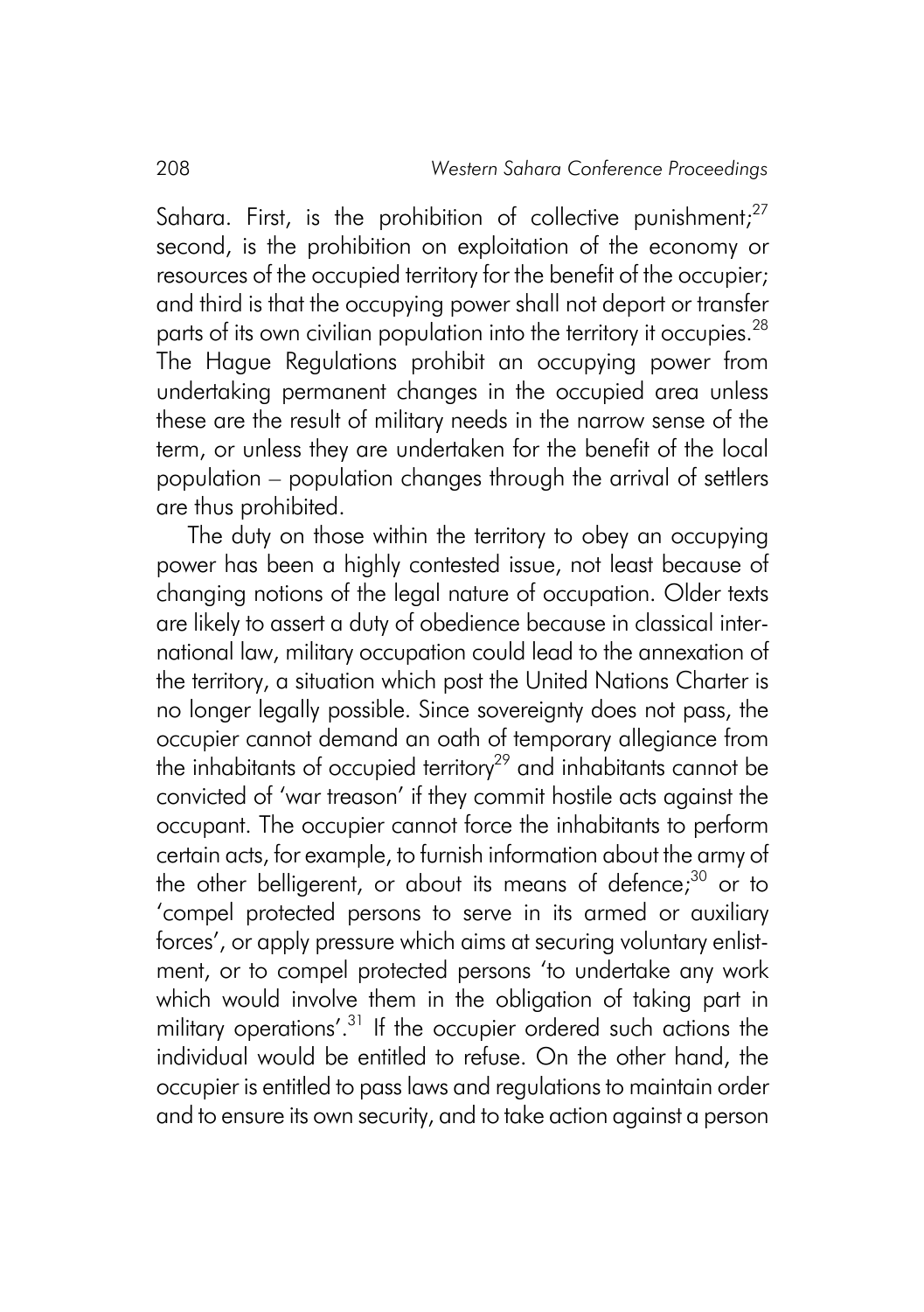Sahara. First, is the prohibition of collective punishment;[27] second, is the prohibition on exploitation of the economy or resources of the occupied territory for the benefit of the occupier; and third is that the occupying power shall not deport or transfer parts of its own civilian population into the territory it occupies.[28] The Hague Regulations prohibit an occupying power from undertaking permanent changes in the occupied area unless these are the result of military needs in the narrow sense of the term, or unless they are undertaken for the benefit of the local population – population changes through the arrival of settlers are thus prohibited.

The duty on those within the territory to obey an occupying power has been a highly contested issue, not least because of changing notions of the legal nature of occupation. Older texts are likely to assert a duty of obedience because in classical international law, military occupation could lead to the annexation of the territory, a situation which post the United Nations Charter is no longer legally possible. Since sovereignty does not pass, the occupier cannot demand an oath of temporary allegiance from the inhabitants of occupied territory[29] and inhabitants cannot be convicted of 'war treason' if they commit hostile acts against the occupant. The occupier cannot force the inhabitants to perform certain acts, for example, to furnish information about the army of the other belligerent, or about its means of defence;[30] or to 'compel protected persons to serve in its armed or auxiliary forces', or apply pressure which aims at securing voluntary enlistment, or to compel protected persons 'to undertake any work which would involve them in the obligation of taking part in military operations'.[31] If the occupier ordered such actions the individual would be entitled to refuse. On the other hand, the occupier is entitled to pass laws and regulations to maintain order and to ensure its own security, and to take action against a person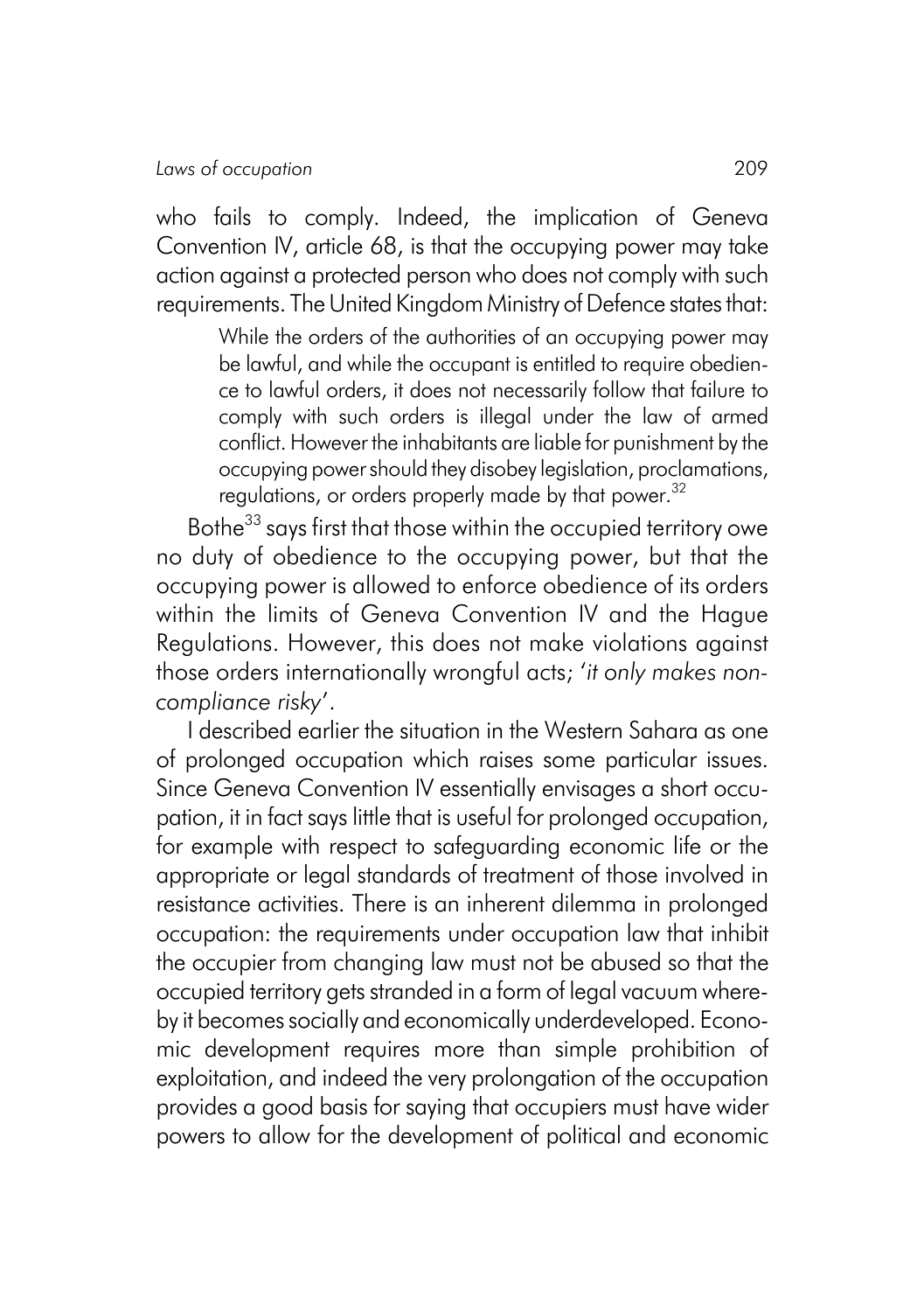who fails to comply. Indeed, the implication of Geneva Convention IV, article 68, is that the occupying power may take action against a protected person who does not comply with such requirements. The United Kingdom Ministry of Defence states that:

> While the orders of the authorities of an occupying power may be lawful, and while the occupant is entitled to require obedience to lawful orders, it does not necessarily follow that failure to comply with such orders is illegal under the law of armed conflict. However the inhabitants are liable for punishment by the occupying power should they disobey legislation, proclamations, regulations, or orders properly made by that power.[32]

Bothe[33] says first that those within the occupied territory owe no duty of obedience to the occupying power, but that the occupying power is allowed to enforce obedience of its orders within the limits of Geneva Convention IV and the Hague Regulations. However, this does not make violations against those orders internationally wrongful acts; '*it only makes non-compliance risky*'.

I described earlier the situation in the Western Sahara as one of prolonged occupation which raises some particular issues. Since Geneva Convention IV essentially envisages a short occupation, it in fact says little that is useful for prolonged occupation, for example with respect to safeguarding economic life or the appropriate or legal standards of treatment of those involved in resistance activities. There is an inherent dilemma in prolonged occupation: the requirements under occupation law that inhibit the occupier from changing law must not be abused so that the occupied territory gets stranded in a form of legal vacuum whereby it becomes socially and economically underdeveloped. Economic development requires more than simple prohibition of exploitation, and indeed the very prolongation of the occupation provides a good basis for saying that occupiers must have wider powers to allow for the development of political and economic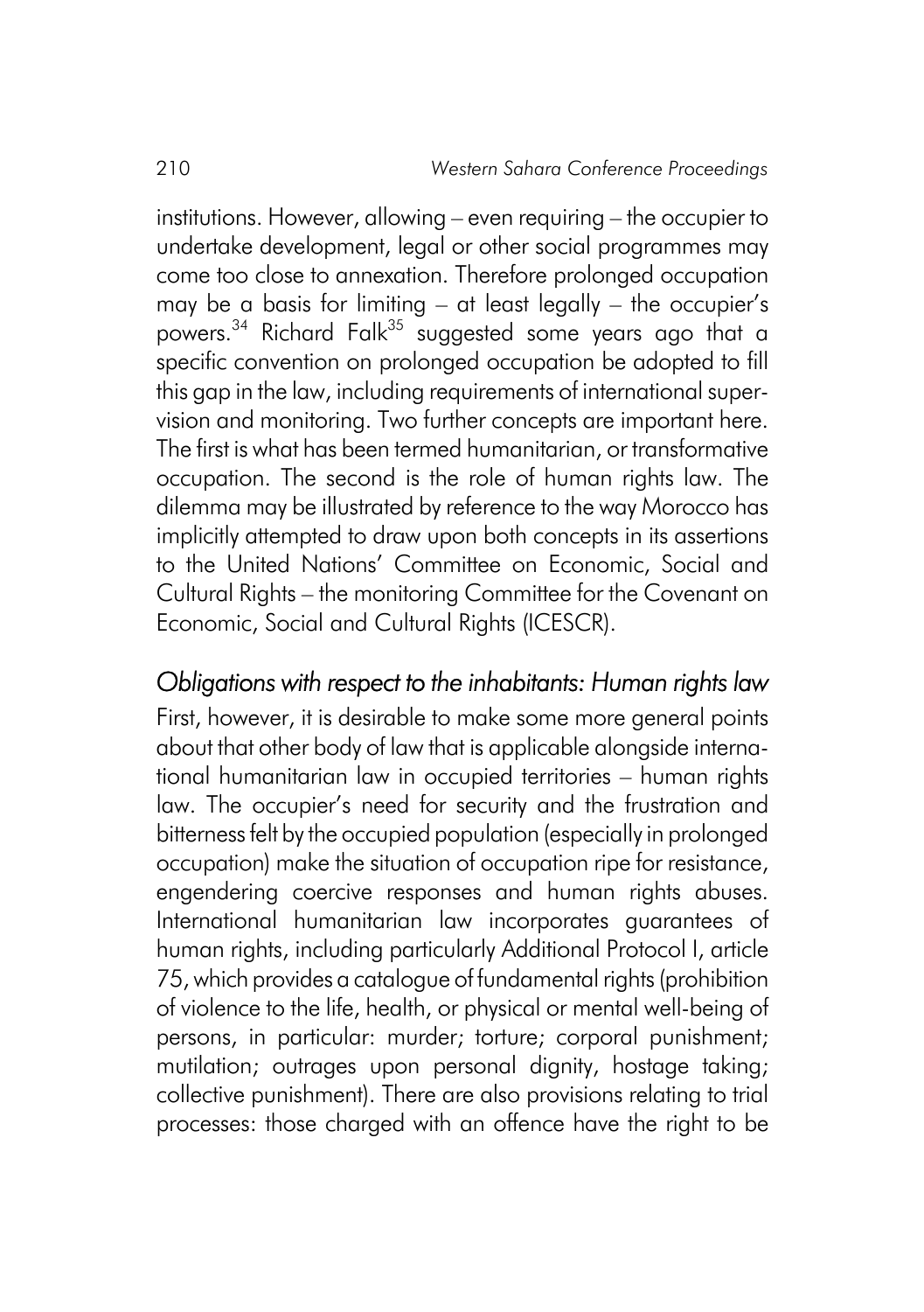institutions. However, allowing – even requiring – the occupier to undertake development, legal or other social programmes may come too close to annexation. Therefore prolonged occupation may be a basis for limiting – at least legally – the occupier's powers.[34] Richard Falk[35] suggested some years ago that a specific convention on prolonged occupation be adopted to fill this gap in the law, including requirements of international supervision and monitoring. Two further concepts are important here. The first is what has been termed humanitarian, or transformative occupation. The second is the role of human rights law. The dilemma may be illustrated by reference to the way Morocco has implicitly attempted to draw upon both concepts in its assertions to the United Nations' Committee on Economic, Social and Cultural Rights – the monitoring Committee for the Covenant on Economic, Social and Cultural Rights (ICESCR).

## *Obligations with respect to the inhabitants: Human rights law*

First, however, it is desirable to make some more general points about that other body of law that is applicable alongside international humanitarian law in occupied territories – human rights law. The occupier's need for security and the frustration and bitterness felt by the occupied population (especially in prolonged occupation) make the situation of occupation ripe for resistance, engendering coercive responses and human rights abuses. International humanitarian law incorporates guarantees of human rights, including particularly Additional Protocol I, article 75, which provides a catalogue of fundamental rights (prohibition of violence to the life, health, or physical or mental well-being of persons, in particular: murder; torture; corporal punishment; mutilation; outrages upon personal dignity, hostage taking; collective punishment). There are also provisions relating to trial processes: those charged with an offence have the right to be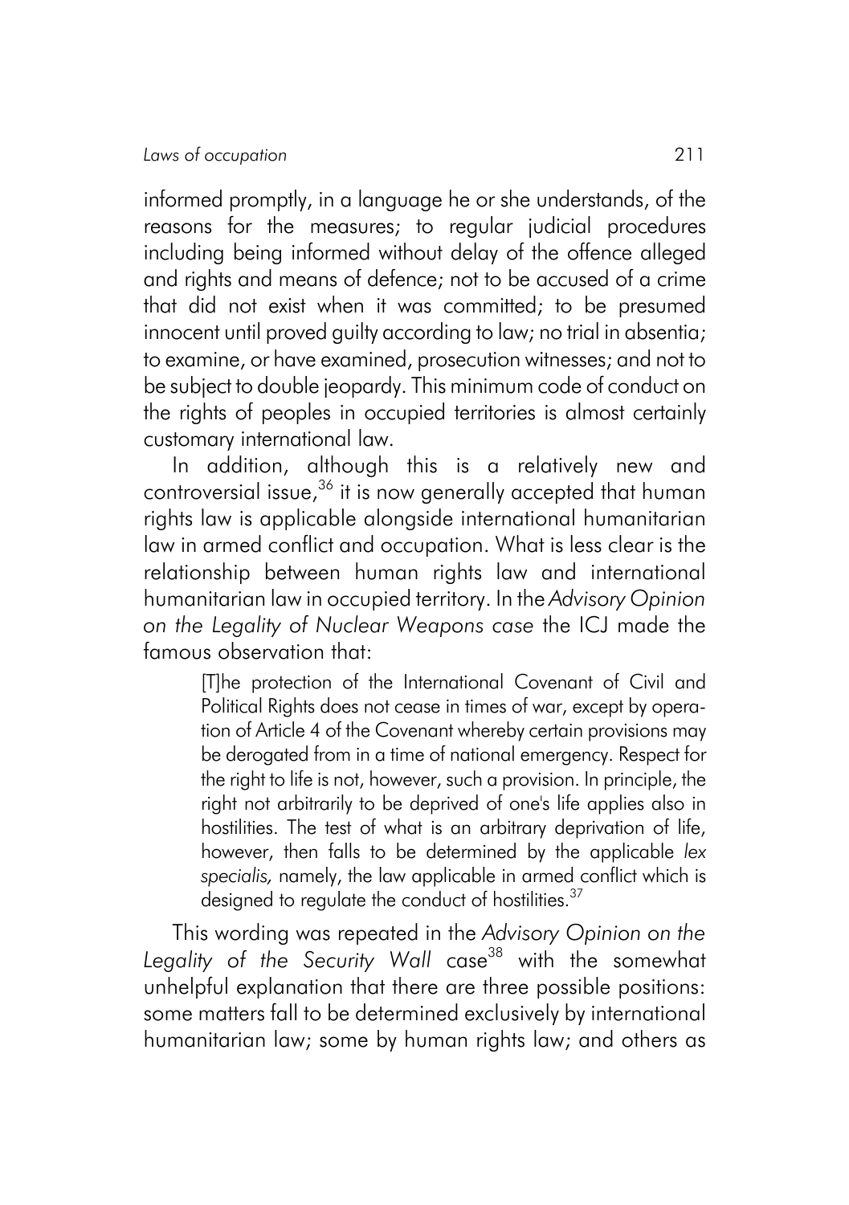informed promptly, in a language he or she understands, of the reasons for the measures; to regular judicial procedures including being informed without delay of the offence alleged and rights and means of defence; not to be accused of a crime that did not exist when it was committed; to be presumed innocent until proved guilty according to law; no trial in absentia; to examine, or have examined, prosecution witnesses; and not to be subject to double jeopardy. This minimum code of conduct on the rights of peoples in occupied territories is almost certainly customary international law.

In addition, although this is a relatively new and controversial issue,[36] it is now generally accepted that human rights law is applicable alongside international humanitarian law in armed conflict and occupation. What is less clear is the relationship between human rights law and international humanitarian law in occupied territory. In the *Advisory Opinion on the Legality of Nuclear Weapons case* the ICJ made the famous observation that:

> [T]he protection of the International Covenant of Civil and Political Rights does not cease in times of war, except by operation of Article 4 of the Covenant whereby certain provisions may be derogated from in a time of national emergency. Respect for the right to life is not, however, such a provision. In principle, the right not arbitrarily to be deprived of one's life applies also in hostilities. The test of what is an arbitrary deprivation of life, however, then falls to be determined by the applicable *lex specialis,* namely, the law applicable in armed conflict which is designed to regulate the conduct of hostilities.[37]

This wording was repeated in the *Advisory Opinion on the Legality of the Security Wall* case[38] with the somewhat unhelpful explanation that there are three possible positions: some matters fall to be determined exclusively by international humanitarian law; some by human rights law; and others as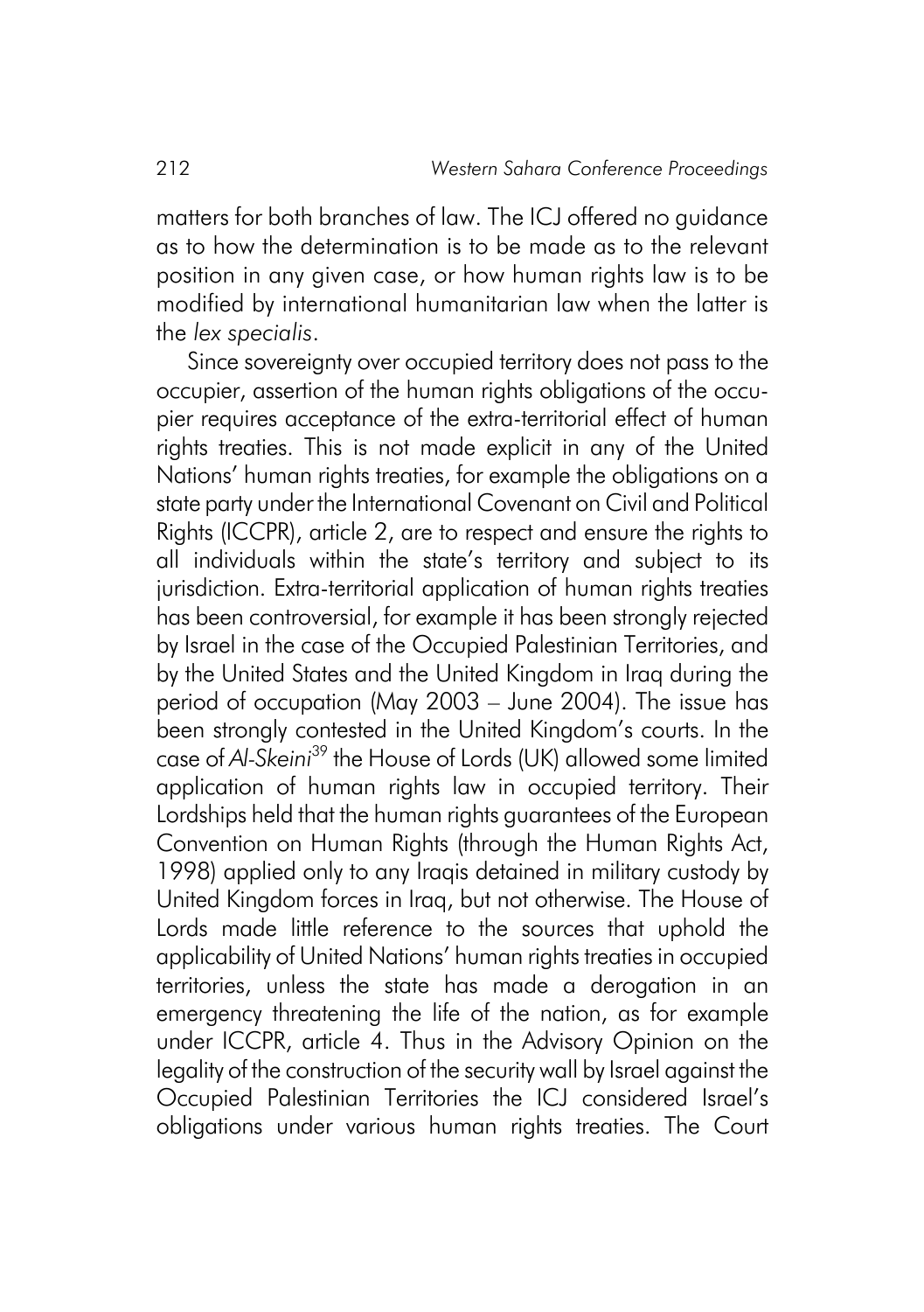matters for both branches of law. The ICJ offered no guidance as to how the determination is to be made as to the relevant position in any given case, or how human rights law is to be modified by international humanitarian law when the latter is the *lex specialis*.

Since sovereignty over occupied territory does not pass to the occupier, assertion of the human rights obligations of the occupier requires acceptance of the extra-territorial effect of human rights treaties. This is not made explicit in any of the United Nations' human rights treaties, for example the obligations on a state party under the International Covenant on Civil and Political Rights (ICCPR), article 2, are to respect and ensure the rights to all individuals within the state's territory and subject to its jurisdiction. Extra-territorial application of human rights treaties has been controversial, for example it has been strongly rejected by Israel in the case of the Occupied Palestinian Territories, and by the United States and the United Kingdom in Iraq during the period of occupation (May 2003 – June 2004). The issue has been strongly contested in the United Kingdom's courts. In the case of *Al-Skeini*[39] the House of Lords (UK) allowed some limited application of human rights law in occupied territory. Their Lordships held that the human rights guarantees of the European Convention on Human Rights (through the Human Rights Act, 1998) applied only to any Iraqis detained in military custody by United Kingdom forces in Iraq, but not otherwise. The House of Lords made little reference to the sources that uphold the applicability of United Nations' human rights treaties in occupied territories, unless the state has made a derogation in an emergency threatening the life of the nation, as for example under ICCPR, article 4. Thus in the Advisory Opinion on the legality of the construction of the security wall by Israel against the Occupied Palestinian Territories the ICJ considered Israel's obligations under various human rights treaties. The Court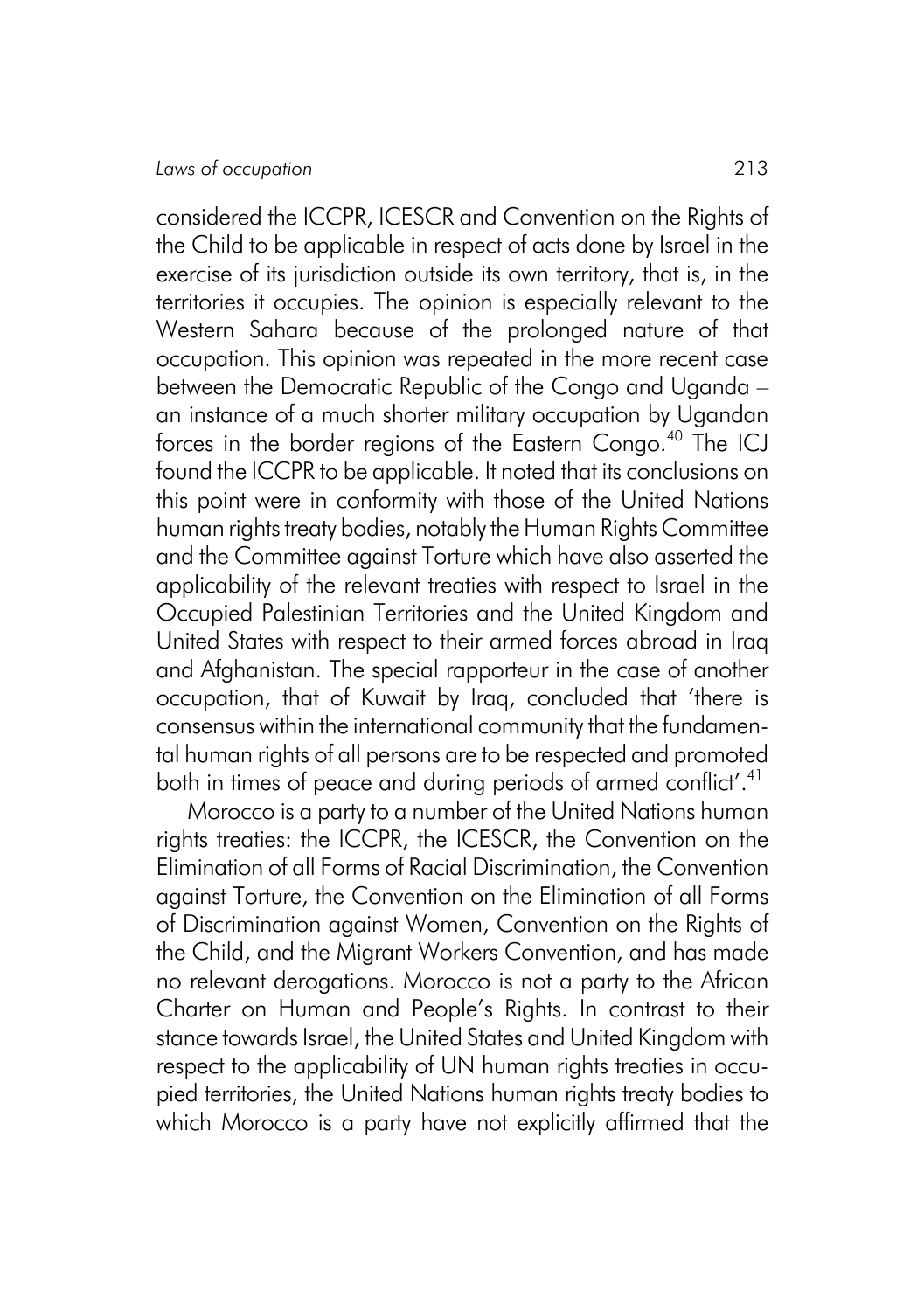considered the ICCPR, ICESCR and Convention on the Rights of the Child to be applicable in respect of acts done by Israel in the exercise of its jurisdiction outside its own territory, that is, in the territories it occupies. The opinion is especially relevant to the Western Sahara because of the prolonged nature of that occupation. This opinion was repeated in the more recent case between the Democratic Republic of the Congo and Uganda – an instance of a much shorter military occupation by Ugandan forces in the border regions of the Eastern Congo.[40] The ICJ found the ICCPR to be applicable. It noted that its conclusions on this point were in conformity with those of the United Nations human rights treaty bodies, notably the Human Rights Committee and the Committee against Torture which have also asserted the applicability of the relevant treaties with respect to Israel in the Occupied Palestinian Territories and the United Kingdom and United States with respect to their armed forces abroad in Iraq and Afghanistan. The special rapporteur in the case of another occupation, that of Kuwait by Iraq, concluded that 'there is consensus within the international community that the fundamental human rights of all persons are to be respected and promoted both in times of peace and during periods of armed conflict'.[41]

Morocco is a party to a number of the United Nations human rights treaties: the ICCPR, the ICESCR, the Convention on the Elimination of all Forms of Racial Discrimination, the Convention against Torture, the Convention on the Elimination of all Forms of Discrimination against Women, Convention on the Rights of the Child, and the Migrant Workers Convention, and has made no relevant derogations. Morocco is not a party to the African Charter on Human and People's Rights. In contrast to their stance towards Israel, the United States and United Kingdom with respect to the applicability of UN human rights treaties in occupied territories, the United Nations human rights treaty bodies to which Morocco is a party have not explicitly affirmed that the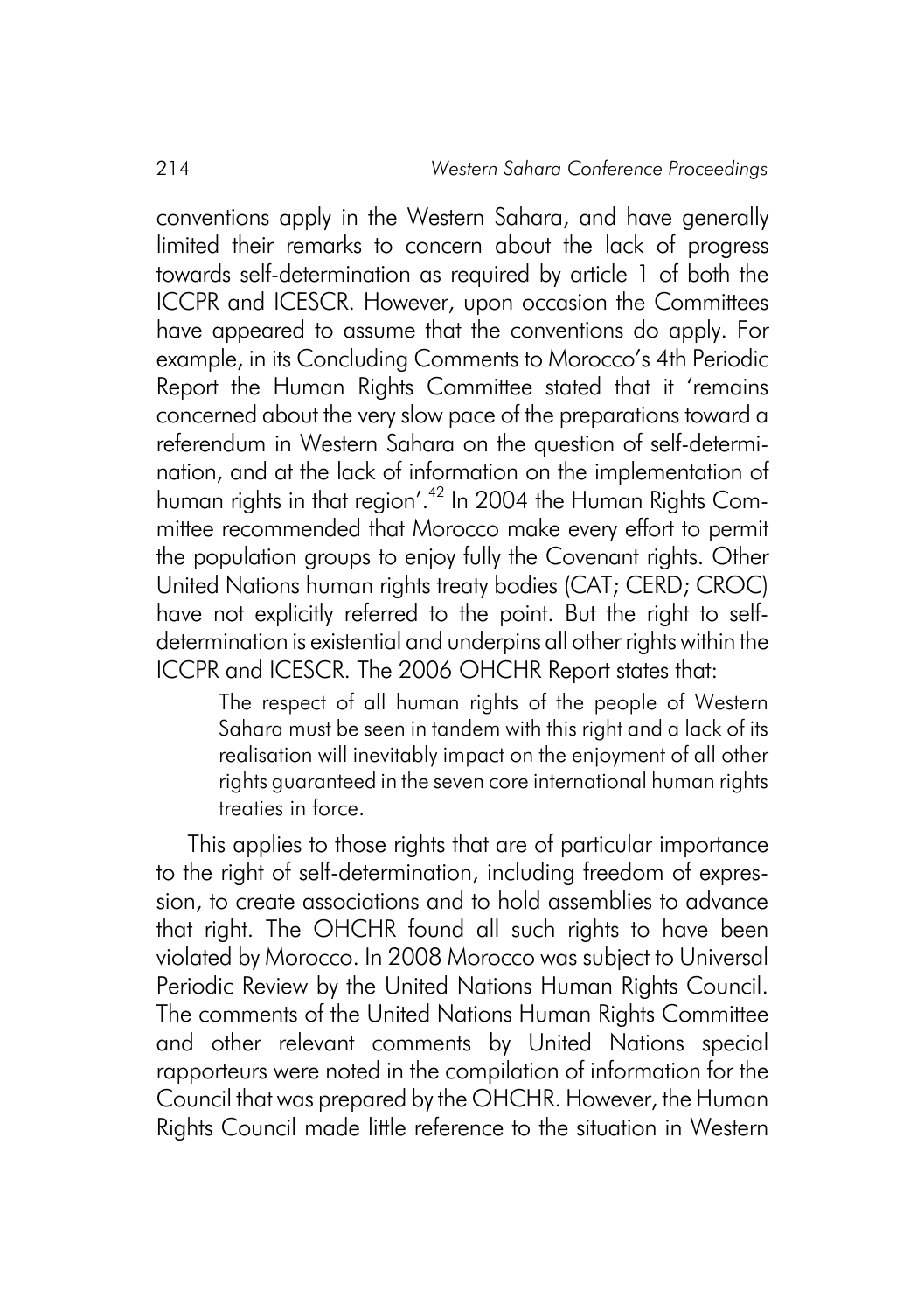conventions apply in the Western Sahara, and have generally limited their remarks to concern about the lack of progress towards self-determination as required by article 1 of both the ICCPR and ICESCR. However, upon occasion the Committees have appeared to assume that the conventions do apply. For example, in its Concluding Comments to Morocco's 4th Periodic Report the Human Rights Committee stated that it 'remains concerned about the very slow pace of the preparations toward a referendum in Western Sahara on the question of self-determination, and at the lack of information on the implementation of human rights in that region'.[42] In 2004 the Human Rights Committee recommended that Morocco make every effort to permit the population groups to enjoy fully the Covenant rights. Other United Nations human rights treaty bodies (CAT; CERD; CROC) have not explicitly referred to the point. But the right to self-determination is existential and underpins all other rights within the ICCPR and ICESCR. The 2006 OHCHR Report states that:

> The respect of all human rights of the people of Western Sahara must be seen in tandem with this right and a lack of its realisation will inevitably impact on the enjoyment of all other rights guaranteed in the seven core international human rights treaties in force.

This applies to those rights that are of particular importance to the right of self-determination, including freedom of expression, to create associations and to hold assemblies to advance that right. The OHCHR found all such rights to have been violated by Morocco. In 2008 Morocco was subject to Universal Periodic Review by the United Nations Human Rights Council. The comments of the United Nations Human Rights Committee and other relevant comments by United Nations special rapporteurs were noted in the compilation of information for the Council that was prepared by the OHCHR. However, the Human Rights Council made little reference to the situation in Western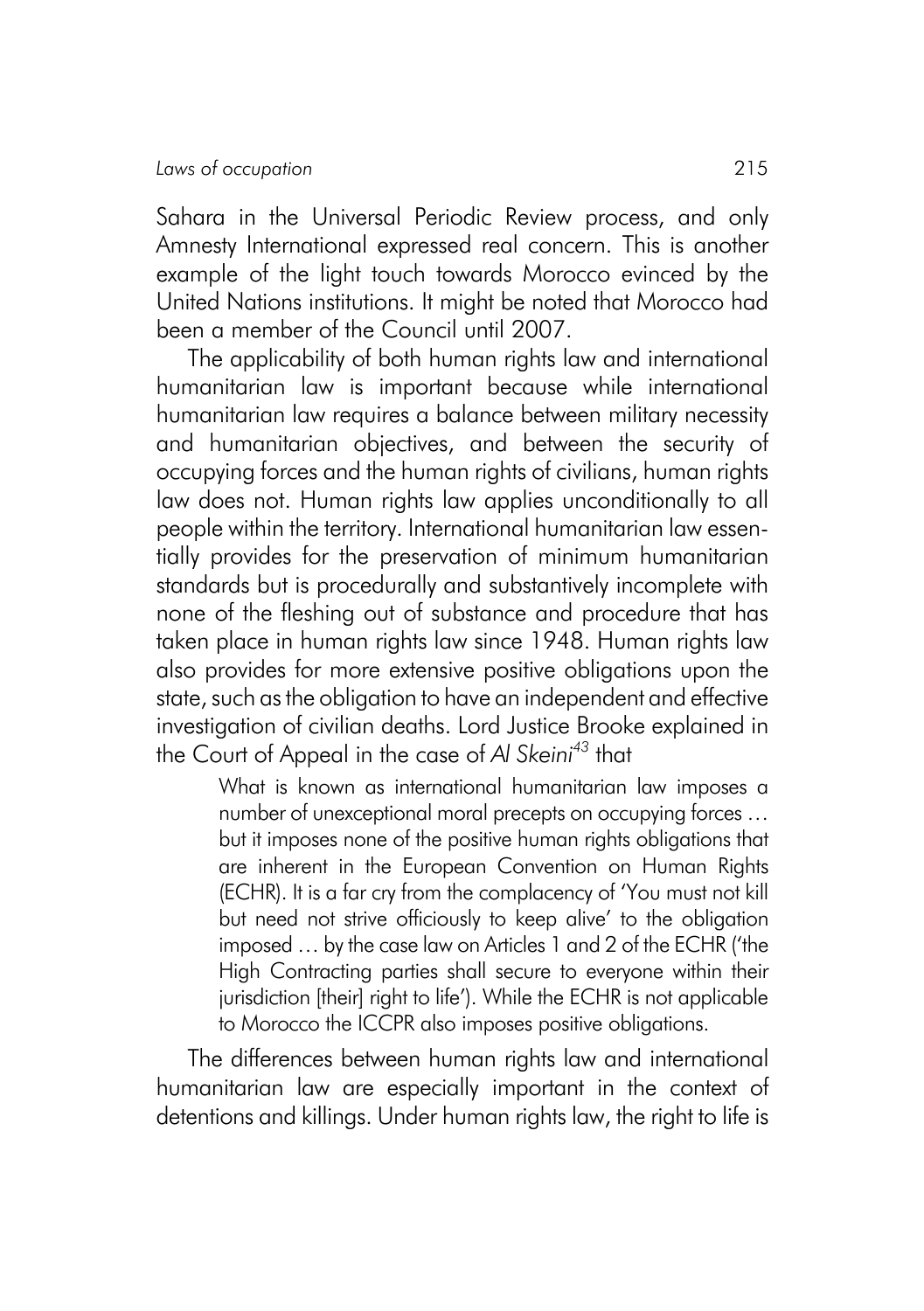Sahara in the Universal Periodic Review process, and only Amnesty International expressed real concern. This is another example of the light touch towards Morocco evinced by the United Nations institutions. It might be noted that Morocco had been a member of the Council until 2007.

The applicability of both human rights law and international humanitarian law is important because while international humanitarian law requires a balance between military necessity and humanitarian objectives, and between the security of occupying forces and the human rights of civilians, human rights law does not. Human rights law applies unconditionally to all people within the territory. International humanitarian law essentially provides for the preservation of minimum humanitarian standards but is procedurally and substantively incomplete with none of the fleshing out of substance and procedure that has taken place in human rights law since 1948. Human rights law also provides for more extensive positive obligations upon the state, such as the obligation to have an independent and effective investigation of civilian deaths. Lord Justice Brooke explained in the Court of Appeal in the case of *Al Skeini*[43] that

> What is known as international humanitarian law imposes a number of unexceptional moral precepts on occupying forces … but it imposes none of the positive human rights obligations that are inherent in the European Convention on Human Rights (ECHR). It is a far cry from the complacency of 'You must not kill but need not strive officiously to keep alive' to the obligation imposed … by the case law on Articles 1 and 2 of the ECHR ('the High Contracting parties shall secure to everyone within their jurisdiction [their] right to life'). While the ECHR is not applicable to Morocco the ICCPR also imposes positive obligations.

The differences between human rights law and international humanitarian law are especially important in the context of detentions and killings. Under human rights law, the right to life is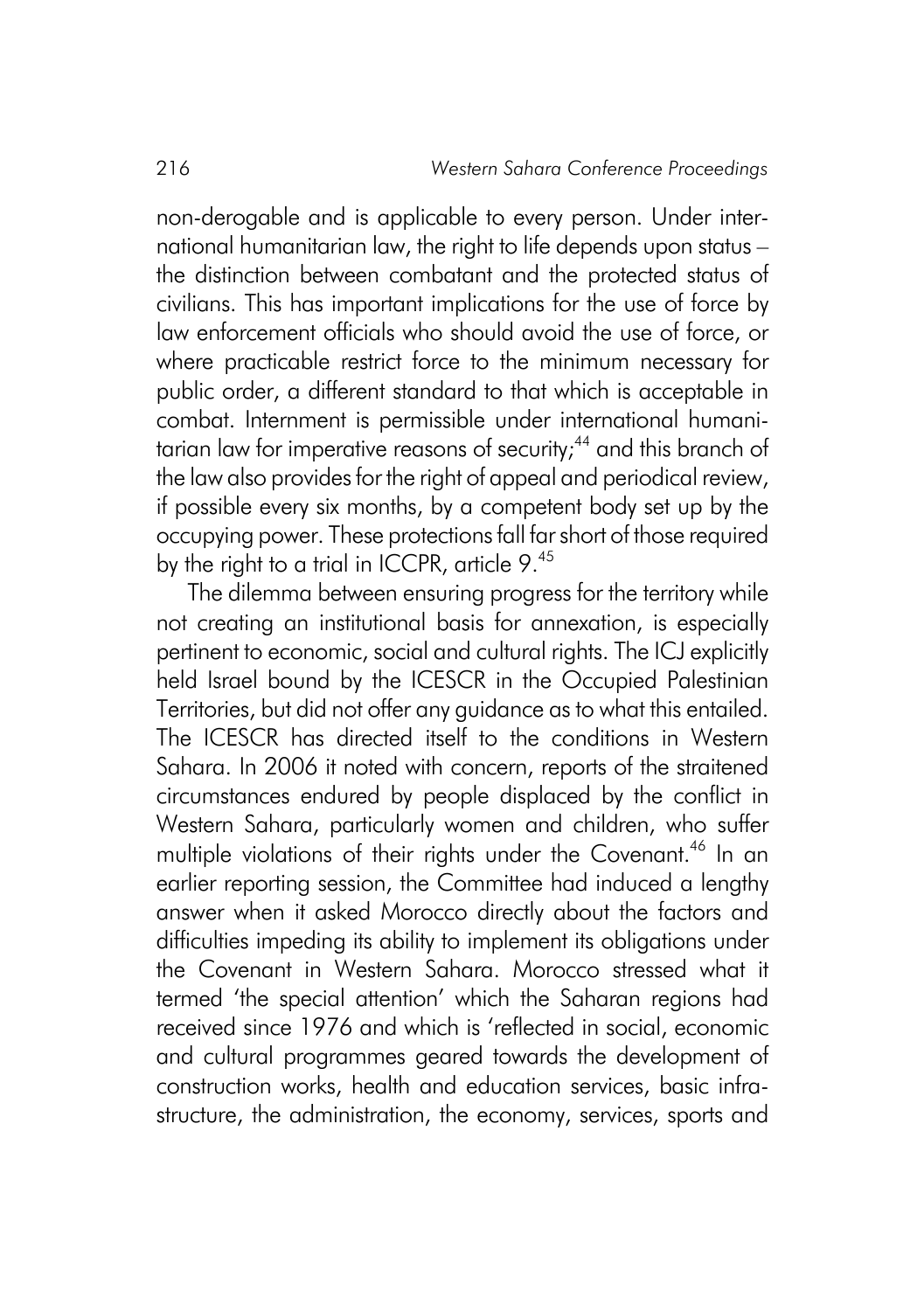non-derogable and is applicable to every person. Under international humanitarian law, the right to life depends upon status – the distinction between combatant and the protected status of civilians. This has important implications for the use of force by law enforcement officials who should avoid the use of force, or where practicable restrict force to the minimum necessary for public order, a different standard to that which is acceptable in combat. Internment is permissible under international humanitarian law for imperative reasons of security;[44] and this branch of the law also provides for the right of appeal and periodical review, if possible every six months, by a competent body set up by the occupying power. These protections fall far short of those required by the right to a trial in ICCPR, article 9.[45]

The dilemma between ensuring progress for the territory while not creating an institutional basis for annexation, is especially pertinent to economic, social and cultural rights. The ICJ explicitly held Israel bound by the ICESCR in the Occupied Palestinian Territories, but did not offer any guidance as to what this entailed. The ICESCR has directed itself to the conditions in Western Sahara. In 2006 it noted with concern, reports of the straitened circumstances endured by people displaced by the conflict in Western Sahara, particularly women and children, who suffer multiple violations of their rights under the Covenant.[46] In an earlier reporting session, the Committee had induced a lengthy answer when it asked Morocco directly about the factors and difficulties impeding its ability to implement its obligations under the Covenant in Western Sahara. Morocco stressed what it termed 'the special attention' which the Saharan regions had received since 1976 and which is 'reflected in social, economic and cultural programmes geared towards the development of construction works, health and education services, basic infrastructure, the administration, the economy, services, sports and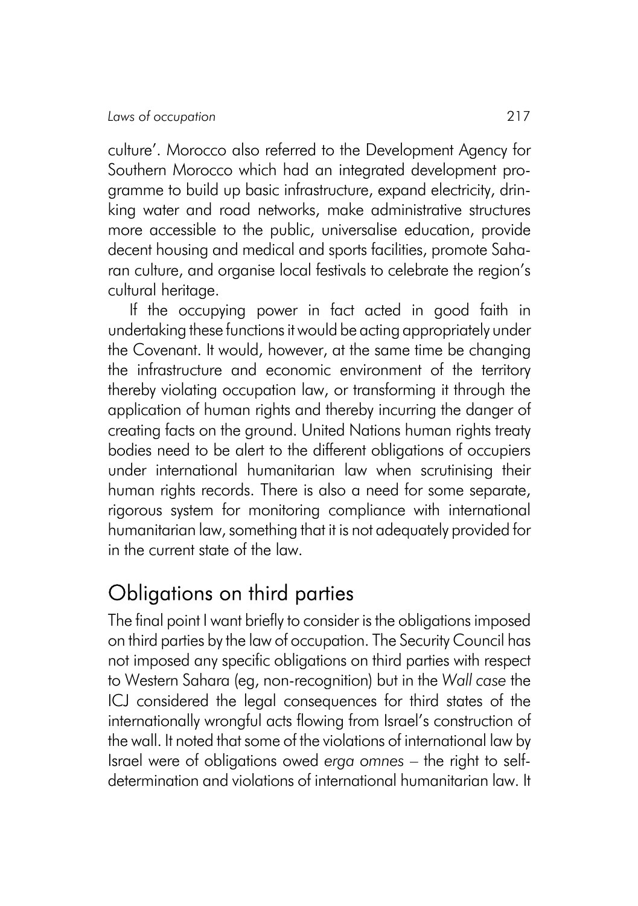culture'. Morocco also referred to the Development Agency for Southern Morocco which had an integrated development programme to build up basic infrastructure, expand electricity, drinking water and road networks, make administrative structures more accessible to the public, universalise education, provide decent housing and medical and sports facilities, promote Saharan culture, and organise local festivals to celebrate the region's cultural heritage.

If the occupying power in fact acted in good faith in undertaking these functions it would be acting appropriately under the Covenant. It would, however, at the same time be changing the infrastructure and economic environment of the territory thereby violating occupation law, or transforming it through the application of human rights and thereby incurring the danger of creating facts on the ground. United Nations human rights treaty bodies need to be alert to the different obligations of occupiers under international humanitarian law when scrutinising their human rights records. There is also a need for some separate, rigorous system for monitoring compliance with international humanitarian law, something that it is not adequately provided for in the current state of the law.

## Obligations on third parties

The final point I want briefly to consider is the obligations imposed on third parties by the law of occupation. The Security Council has not imposed any specific obligations on third parties with respect to Western Sahara (eg, non-recognition) but in the *Wall case* the ICJ considered the legal consequences for third states of the internationally wrongful acts flowing from Israel's construction of the wall. It noted that some of the violations of international law by Israel were of obligations owed *erga omnes* – the right to self-determination and violations of international humanitarian law. It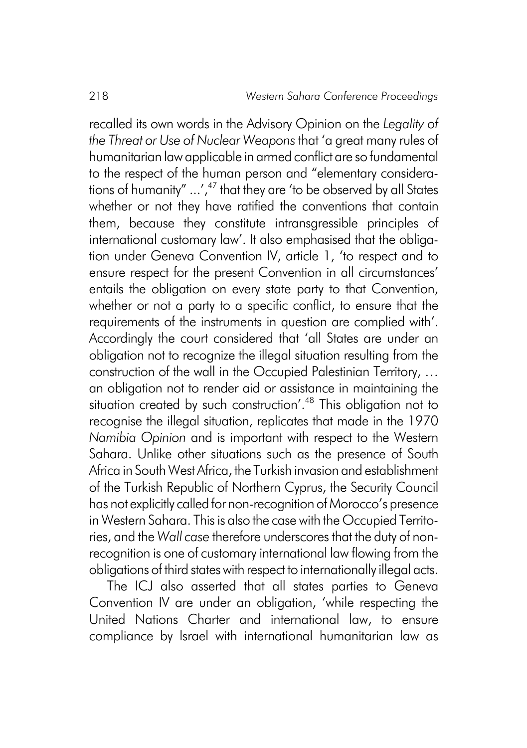recalled its own words in the Advisory Opinion on the *Legality of the Threat or Use of Nuclear Weapons* that 'a great many rules of humanitarian law applicable in armed conflict are so fundamental to the respect of the human person and "elementary considerations of humanity" ...',[47] that they are 'to be observed by all States whether or not they have ratified the conventions that contain them, because they constitute intransgressible principles of international customary law'. It also emphasised that the obligation under Geneva Convention IV, article 1, 'to respect and to ensure respect for the present Convention in all circumstances' entails the obligation on every state party to that Convention, whether or not a party to a specific conflict, to ensure that the requirements of the instruments in question are complied with'. Accordingly the court considered that 'all States are under an obligation not to recognize the illegal situation resulting from the construction of the wall in the Occupied Palestinian Territory, … an obligation not to render aid or assistance in maintaining the situation created by such construction'.[48] This obligation not to recognise the illegal situation, replicates that made in the 1970 *Namibia Opinion* and is important with respect to the Western Sahara. Unlike other situations such as the presence of South Africa in South West Africa, the Turkish invasion and establishment of the Turkish Republic of Northern Cyprus, the Security Council has not explicitly called for non-recognition of Morocco's presence in Western Sahara. This is also the case with the Occupied Territories, and the *Wall case* therefore underscores that the duty of non-recognition is one of customary international law flowing from the obligations of third states with respect to internationally illegal acts.

The ICJ also asserted that all states parties to Geneva Convention IV are under an obligation, 'while respecting the United Nations Charter and international law, to ensure compliance by Israel with international humanitarian law as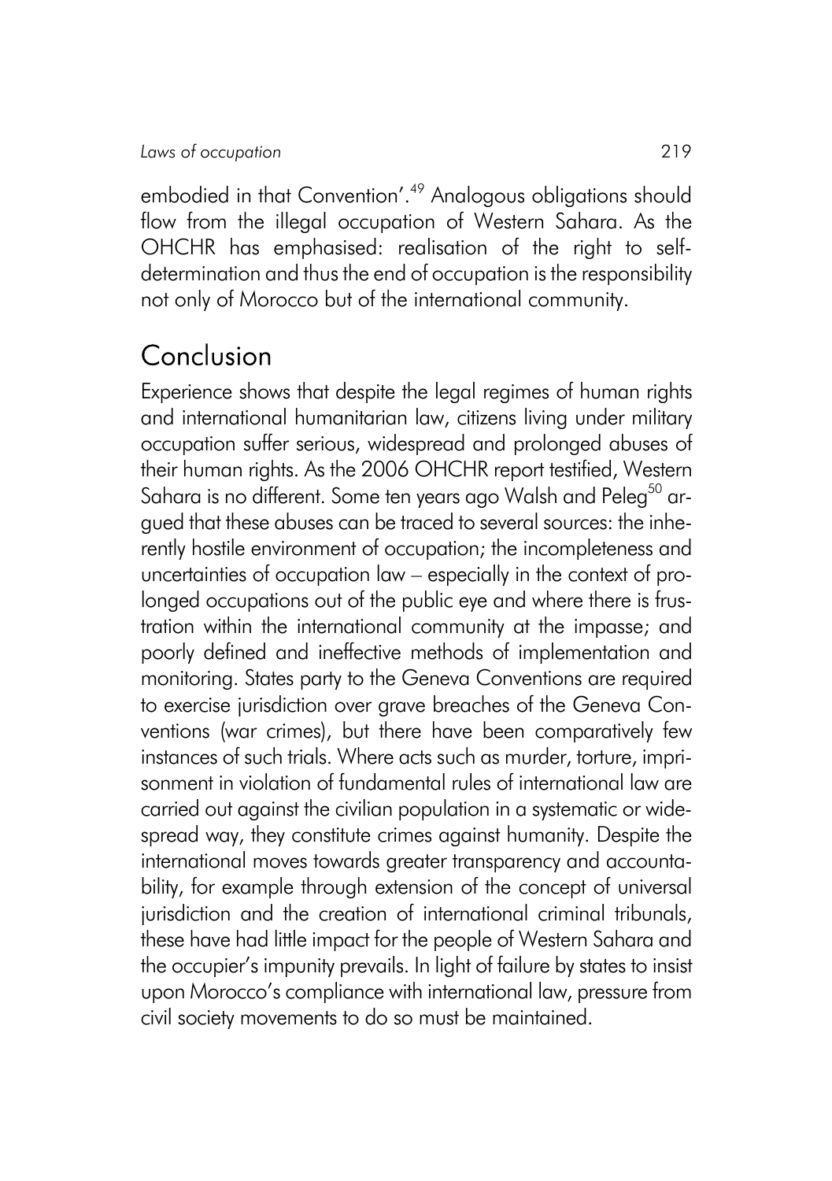embodied in that Convention'.[49] Analogous obligations should flow from the illegal occupation of Western Sahara. As the OHCHR has emphasised: realisation of the right to self-determination and thus the end of occupation is the responsibility not only of Morocco but of the international community.

## Conclusion

Experience shows that despite the legal regimes of human rights and international humanitarian law, citizens living under military occupation suffer serious, widespread and prolonged abuses of their human rights. As the 2006 OHCHR report testified, Western Sahara is no different. Some ten years ago Walsh and Peleg[50] argued that these abuses can be traced to several sources: the inherently hostile environment of occupation; the incompleteness and uncertainties of occupation law – especially in the context of prolonged occupations out of the public eye and where there is frustration within the international community at the impasse; and poorly defined and ineffective methods of implementation and monitoring. States party to the Geneva Conventions are required to exercise jurisdiction over grave breaches of the Geneva Conventions (war crimes), but there have been comparatively few instances of such trials. Where acts such as murder, torture, imprisonment in violation of fundamental rules of international law are carried out against the civilian population in a systematic or widespread way, they constitute crimes against humanity. Despite the international moves towards greater transparency and accountability, for example through extension of the concept of universal jurisdiction and the creation of international criminal tribunals, these have had little impact for the people of Western Sahara and the occupier's impunity prevails. In light of failure by states to insist upon Morocco's compliance with international law, pressure from civil society movements to do so must be maintained.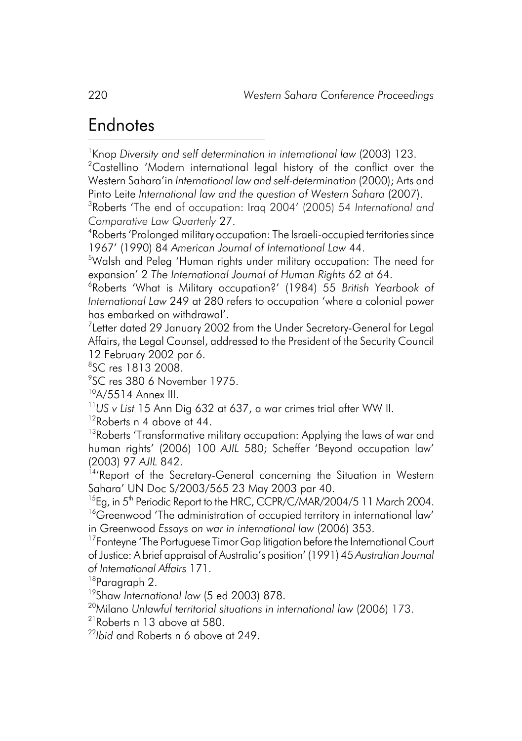# Endnotes

[1]Knop *Diversity and self determination in international law* (2003) 123.

[2]Castellino 'Modern international legal history of the conflict over the Western Sahara'in *International law and self-determination* (2000); Arts and Pinto Leite *International law and the question of Western Sahara* (2007).

[3]Roberts 'The end of occupation: Iraq 2004' (2005) 54 *International and Comparative Law Quarterly* 27.

[4]Roberts 'Prolonged military occupation: The Israeli-occupied territories since 1967' (1990) 84 *American Journal of International Law* 44.

[5]Walsh and Peleg 'Human rights under military occupation: The need for expansion' 2 *The International Journal of Human Rights* 62 at 64.

[6]Roberts 'What is Military occupation?' (1984) 55 *British Yearbook of International Law* 249 at 280 refers to occupation 'where a colonial power has embarked on withdrawal'.

[7]Letter dated 29 January 2002 from the Under Secretary-General for Legal Affairs, the Legal Counsel, addressed to the President of the Security Council 12 February 2002 par 6.

[8]SC res 1813 2008.

[9]SC res 380 6 November 1975.

[10]A/5514 Annex III.

[11]*US v List* 15 Ann Dig 632 at 637, a war crimes trial after WW II.

[12]Roberts n 4 above at 44.

[13]Roberts 'Transformative military occupation: Applying the laws of war and human rights' (2006) 100 *AJIL* 580; Scheffer 'Beyond occupation law' (2003) 97 *AJIL* 842.

[14]'Report of the Secretary-General concerning the Situation in Western Sahara' UN Doc S/2003/565 23 May 2003 par 40.

[15]Eg, in 5th Periodic Report to the HRC, CCPR/C/MAR/2004/5 11 March 2004.

[16]Greenwood 'The administration of occupied territory in international law' in Greenwood *Essays on war in international law* (2006) 353.

[17]Fonteyne 'The Portuguese Timor Gap litigation before the International Court of Justice: A brief appraisal of Australia's position' (1991) 45 *Australian Journal of International Affairs* 171.

[18]Paragraph 2.

[19]Shaw *International law* (5 ed 2003) 878.

[20]Milano *Unlawful territorial situations in international law* (2006) 173.

[21]Roberts n 13 above at 580.

[22]*Ibid* and Roberts n 6 above at 249.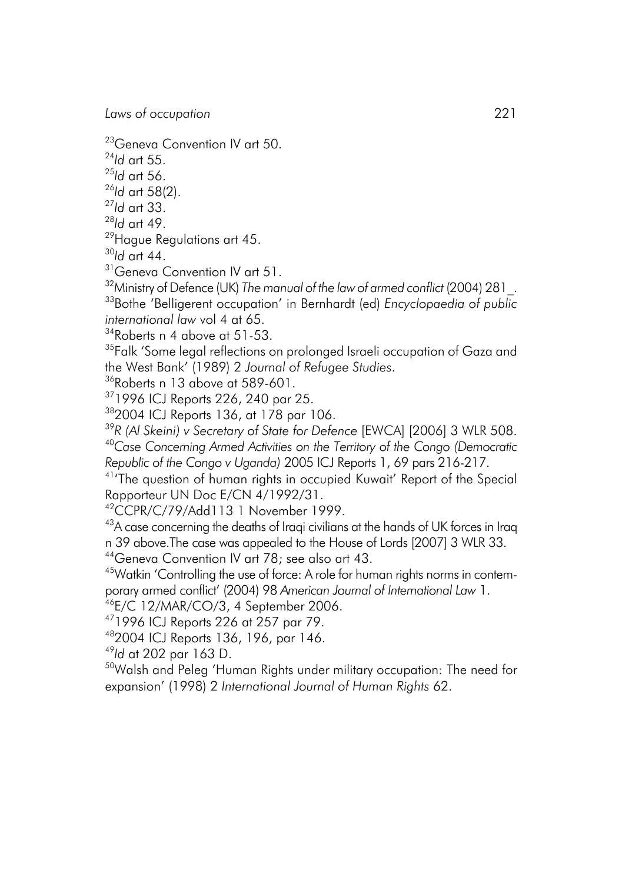[23]Geneva Convention IV art 50.

[24]*Id* art 55.

[25]*Id* art 56.

[26]*Id* art 58(2).

[27]*Id* art 33.

[28]*Id* art 49.

[29]Hague Regulations art 45.

[30]*Id* art 44.

[31]Geneva Convention IV art 51.

[32]Ministry of Defence (UK) *The manual of the law of armed conflict* (2004) 281_.

[33]Bothe 'Belligerent occupation' in Bernhardt (ed) *Encyclopaedia of public international law* vol 4 at 65.

[34]Roberts n 4 above at 51-53.

[35]Falk 'Some legal reflections on prolonged Israeli occupation of Gaza and the West Bank' (1989) 2 *Journal of Refugee Studies*.

[36]Roberts n 13 above at 589-601.

[37]1996 ICJ Reports 226, 240 par 25.

[38]2004 ICJ Reports 136, at 178 par 106.

[39]*R (Al Skeini) v Secretary of State for Defence* [EWCA] [2006] 3 WLR 508.

[40]*Case Concerning Armed Activities on the Territory of the Congo (Democratic Republic of the Congo v Uganda)* 2005 ICJ Reports 1, 69 pars 216-217.

[41]'The question of human rights in occupied Kuwait' Report of the Special Rapporteur UN Doc E/CN 4/1992/31.

[42]CCPR/C/79/Add113 1 November 1999.

[43]A case concerning the deaths of Iraqi civilians at the hands of UK forces in Iraq n 39 above.The case was appealed to the House of Lords [2007] 3 WLR 33.

[44]Geneva Convention IV art 78; see also art 43.

[45]Watkin 'Controlling the use of force: A role for human rights norms in contemporary armed conflict' (2004) 98 *American Journal of International Law* 1.

[46]E/C 12/MAR/CO/3, 4 September 2006.

[47]1996 ICJ Reports 226 at 257 par 79.

[48]2004 ICJ Reports 136, 196, par 146.

[49]*Id* at 202 par 163 D.

[50]Walsh and Peleg 'Human Rights under military occupation: The need for expansion' (1998) 2 *International Journal of Human Rights* 62.